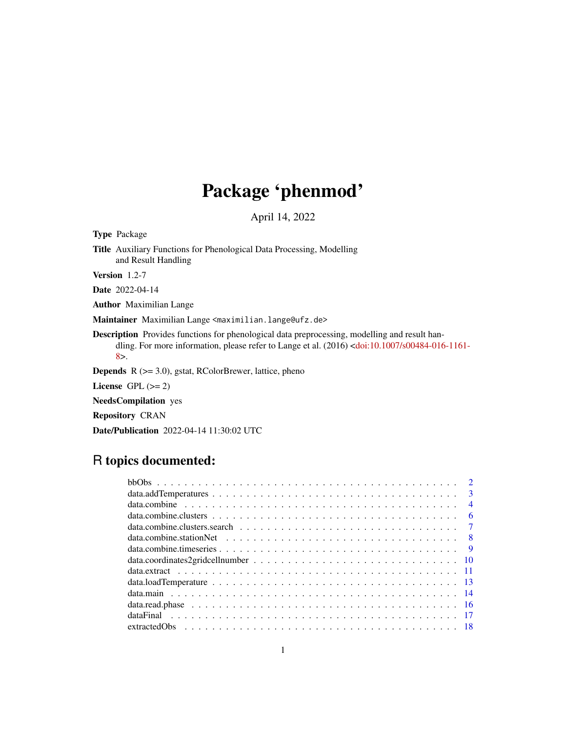# Package 'phenmod'

April 14, 2022

**Type** Package

**Title** Auxiliary Functions for Phenological Data Processing, Modelling and Result Handling

**Version** 1.2-7

**Date** 2022-04-14

**Author** Maximilian Lange

**Maintainer** Maximilian Lange <maximilian.lange@ufz.de>

**Description** Provides functions for phenological data preprocessing, modelling and result handling. For more information, please refer to Lange et al. (2016) <doi:10.1007/s00484-016-1161-8>.

**Depends** R (>= 3.0), gstat, RColorBrewer, lattice, pheno

**License** GPL (>= 2)

**NeedsCompilation** yes

**Repository** CRAN

**Date/Publication** 2022-04-14 11:30:02 UTC

## R topics documented:

- bbObs . . . . . . . . . . . . . . . . . . . . . . . . . . . . . . . . . . . . . . . . . . . 2
- data.addTemperatures . . . . . . . . . . . . . . . . . . . . . . . . . . . . . . . . . . . 3
- data.combine . . . . . . . . . . . . . . . . . . . . . . . . . . . . . . . . . . . . . . . . 4
- data.combine.clusters . . . . . . . . . . . . . . . . . . . . . . . . . . . . . . . . . . . 6
- data.combine.clusters.search . . . . . . . . . . . . . . . . . . . . . . . . . . . . . . . 7
- data.combine.stationNet . . . . . . . . . . . . . . . . . . . . . . . . . . . . . . . . . . 8
- data.combine.timeseries . . . . . . . . . . . . . . . . . . . . . . . . . . . . . . . . . . 9
- data.coordinates2gridcellnumber . . . . . . . . . . . . . . . . . . . . . . . . . . . . . 10
- data.extract . . . . . . . . . . . . . . . . . . . . . . . . . . . . . . . . . . . . . . . . 11
- data.loadTemperature . . . . . . . . . . . . . . . . . . . . . . . . . . . . . . . . . . . 13
- data.main . . . . . . . . . . . . . . . . . . . . . . . . . . . . . . . . . . . . . . . . . 14
- data.read.phase . . . . . . . . . . . . . . . . . . . . . . . . . . . . . . . . . . . . . . 16
- dataFinal . . . . . . . . . . . . . . . . . . . . . . . . . . . . . . . . . . . . . . . . . 17
- extractedObs . . . . . . . . . . . . . . . . . . . . . . . . . . . . . . . . . . . . . . . 18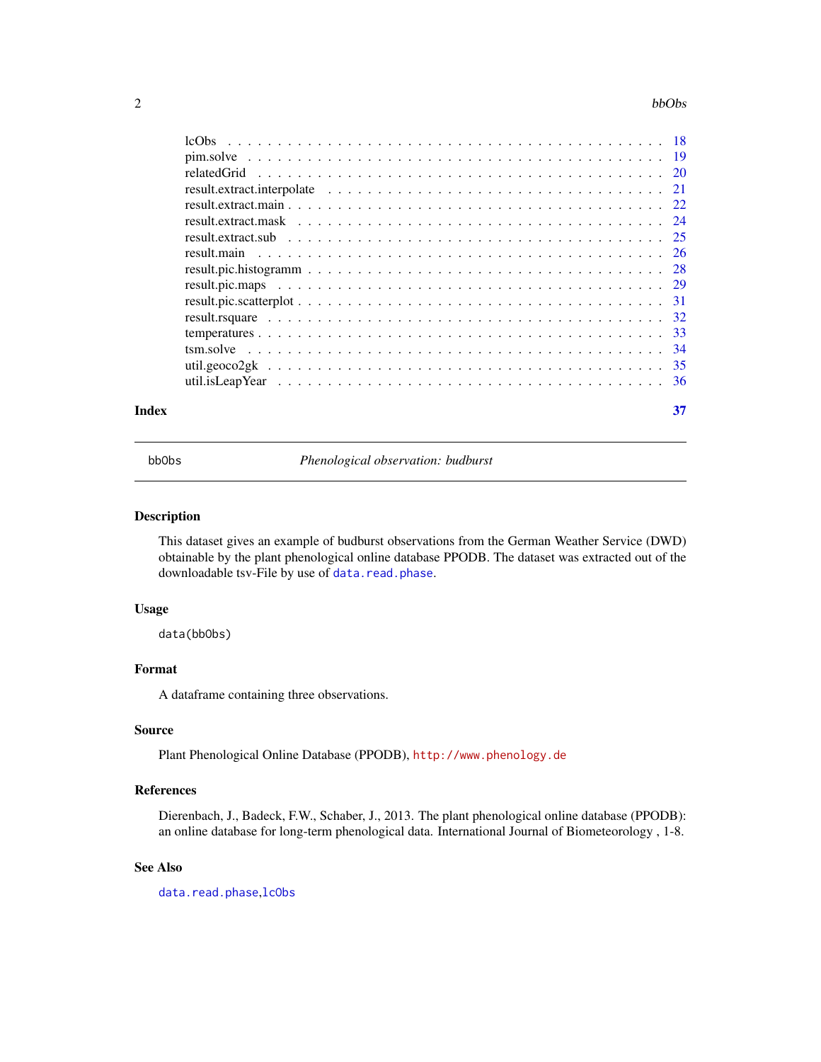lcObs . . . . . . . . . . . . . . . . . . . . . . . . . . . . . . . . . . . . . . . . 18
pim.solve . . . . . . . . . . . . . . . . . . . . . . . . . . . . . . . . . . . . . . 19
relatedGrid . . . . . . . . . . . . . . . . . . . . . . . . . . . . . . . . . . . . . 20
result.extract.interpolate . . . . . . . . . . . . . . . . . . . . . . . . . . . . . 21
result.extract.main . . . . . . . . . . . . . . . . . . . . . . . . . . . . . . . . . 22
result.extract.mask . . . . . . . . . . . . . . . . . . . . . . . . . . . . . . . . . 24
result.extract.sub . . . . . . . . . . . . . . . . . . . . . . . . . . . . . . . . . 25
result.main . . . . . . . . . . . . . . . . . . . . . . . . . . . . . . . . . . . . . 26
result.pic.histogramm . . . . . . . . . . . . . . . . . . . . . . . . . . . . . . . . 28
result.pic.maps . . . . . . . . . . . . . . . . . . . . . . . . . . . . . . . . . . . 29
result.pic.scatterplot . . . . . . . . . . . . . . . . . . . . . . . . . . . . . . . . 31
result.rsquare . . . . . . . . . . . . . . . . . . . . . . . . . . . . . . . . . . . . 32
temperatures . . . . . . . . . . . . . . . . . . . . . . . . . . . . . . . . . . . . . 33
tsm.solve . . . . . . . . . . . . . . . . . . . . . . . . . . . . . . . . . . . . . . 34
util.geoco2gk . . . . . . . . . . . . . . . . . . . . . . . . . . . . . . . . . . . . 35
util.isLeapYear . . . . . . . . . . . . . . . . . . . . . . . . . . . . . . . . . . . 36

**Index** **37**

---

# bbObs — *Phenological observation: budburst*

## Description

This dataset gives an example of budburst observations from the German Weather Service (DWD) obtainable by the plant phenological online database PPODB. The dataset was extracted out of the downloadable tsv-File by use of `data.read.phase`.

## Usage

```
data(bbObs)
```

## Format

A dataframe containing three observations.

## Source

Plant Phenological Online Database (PPODB), http://www.phenology.de

## References

Dierenbach, J., Badeck, F.W., Schaber, J., 2013. The plant phenological online database (PPODB): an online database for long-term phenological data. International Journal of Biometeorology , 1-8.

## See Also

`data.read.phase`,`lcObs`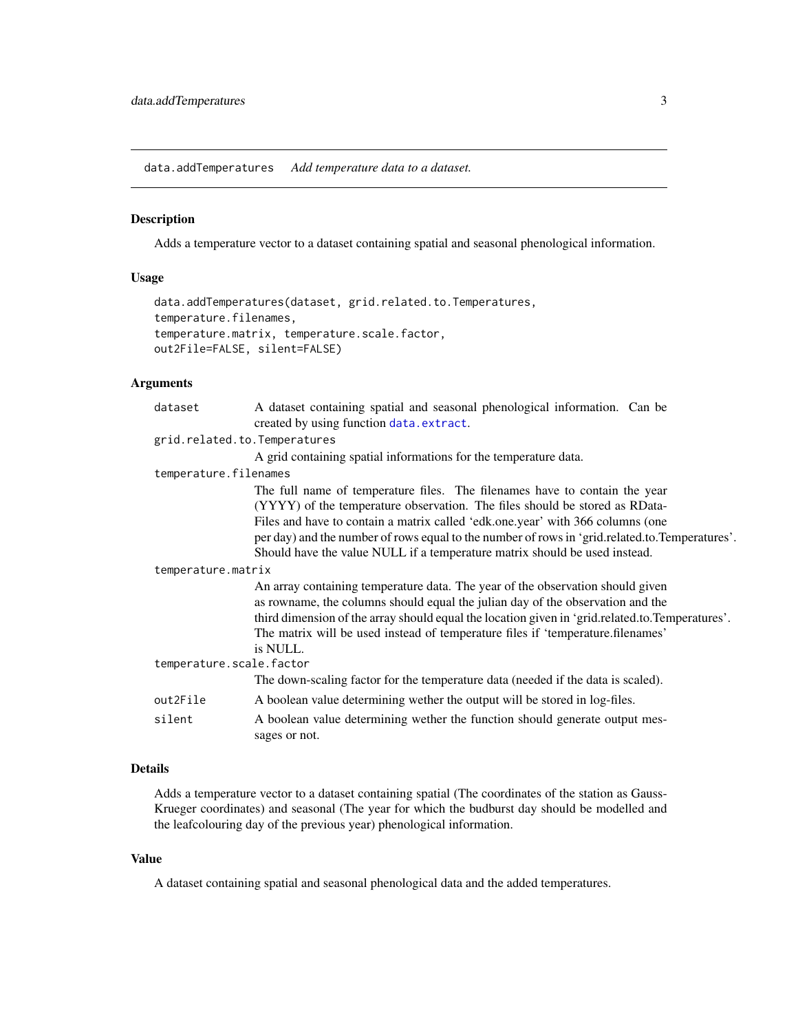`data.addTemperatures` *Add temperature data to a dataset.*

## Description

Adds a temperature vector to a dataset containing spatial and seasonal phenological information.

## Usage

```
data.addTemperatures(dataset, grid.related.to.Temperatures,
temperature.filenames,
temperature.matrix, temperature.scale.factor,
out2File=FALSE, silent=FALSE)
```

## Arguments

`dataset`
: A dataset containing spatial and seasonal phenological information. Can be created by using function `data.extract`.

`grid.related.to.Temperatures`
: A grid containing spatial informations for the temperature data.

`temperature.filenames`
: The full name of temperature files. The filenames have to contain the year (YYYY) of the temperature observation. The files should be stored as RData-Files and have to contain a matrix called 'edk.one.year' with 366 columns (one per day) and the number of rows equal to the number of rows in 'grid.related.to.Temperatures'. Should have the value NULL if a temperature matrix should be used instead.

`temperature.matrix`
: An array containing temperature data. The year of the observation should given as rowname, the columns should equal the julian day of the observation and the third dimension of the array should equal the location given in 'grid.related.to.Temperatures'. The matrix will be used instead of temperature files if 'temperature.filenames' is NULL.

`temperature.scale.factor`
: The down-scaling factor for the temperature data (needed if the data is scaled).

`out2File`
: A boolean value determining wether the output will be stored in log-files.

`silent`
: A boolean value determining wether the function should generate output messages or not.

## Details

Adds a temperature vector to a dataset containing spatial (The coordinates of the station as Gauss-Krueger coordinates) and seasonal (The year for which the budburst day should be modelled and the leafcolouring day of the previous year) phenological information.

## Value

A dataset containing spatial and seasonal phenological data and the added temperatures.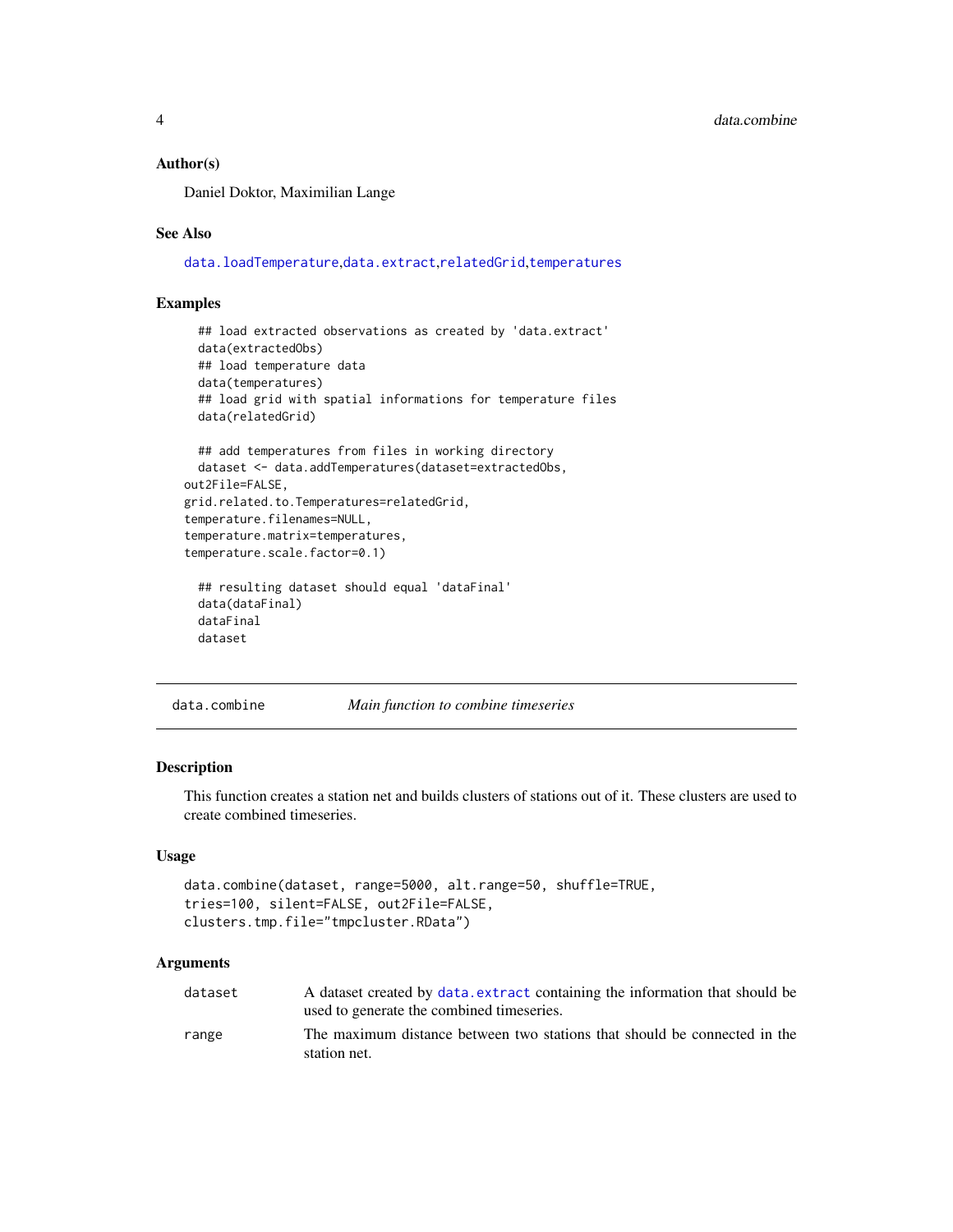### Author(s)

Daniel Doktor, Maximilian Lange

### See Also

data.loadTemperature,data.extract,relatedGrid,temperatures

### Examples

```
  ## load extracted observations as created by 'data.extract'
  data(extractedObs)
  ## load temperature data
  data(temperatures)
  ## load grid with spatial informations for temperature files
  data(relatedGrid)

  ## add temperatures from files in working directory
  dataset <- data.addTemperatures(dataset=extractedObs,
out2File=FALSE,
grid.related.to.Temperatures=relatedGrid,
temperature.filenames=NULL,
temperature.matrix=temperatures,
temperature.scale.factor=0.1)

  ## resulting dataset should equal 'dataFinal'
  data(dataFinal)
  dataFinal
  dataset
```

---

## data.combine *Main function to combine timeseries*

### Description

This function creates a station net and builds clusters of stations out of it. These clusters are used to create combined timeseries.

### Usage

```
data.combine(dataset, range=5000, alt.range=50, shuffle=TRUE,
tries=100, silent=FALSE, out2File=FALSE,
clusters.tmp.file="tmpcluster.RData")
```

### Arguments

| | |
|---|---|
| dataset | A dataset created by data.extract containing the information that should be used to generate the combined timeseries. |
| range | The maximum distance between two stations that should be connected in the station net. |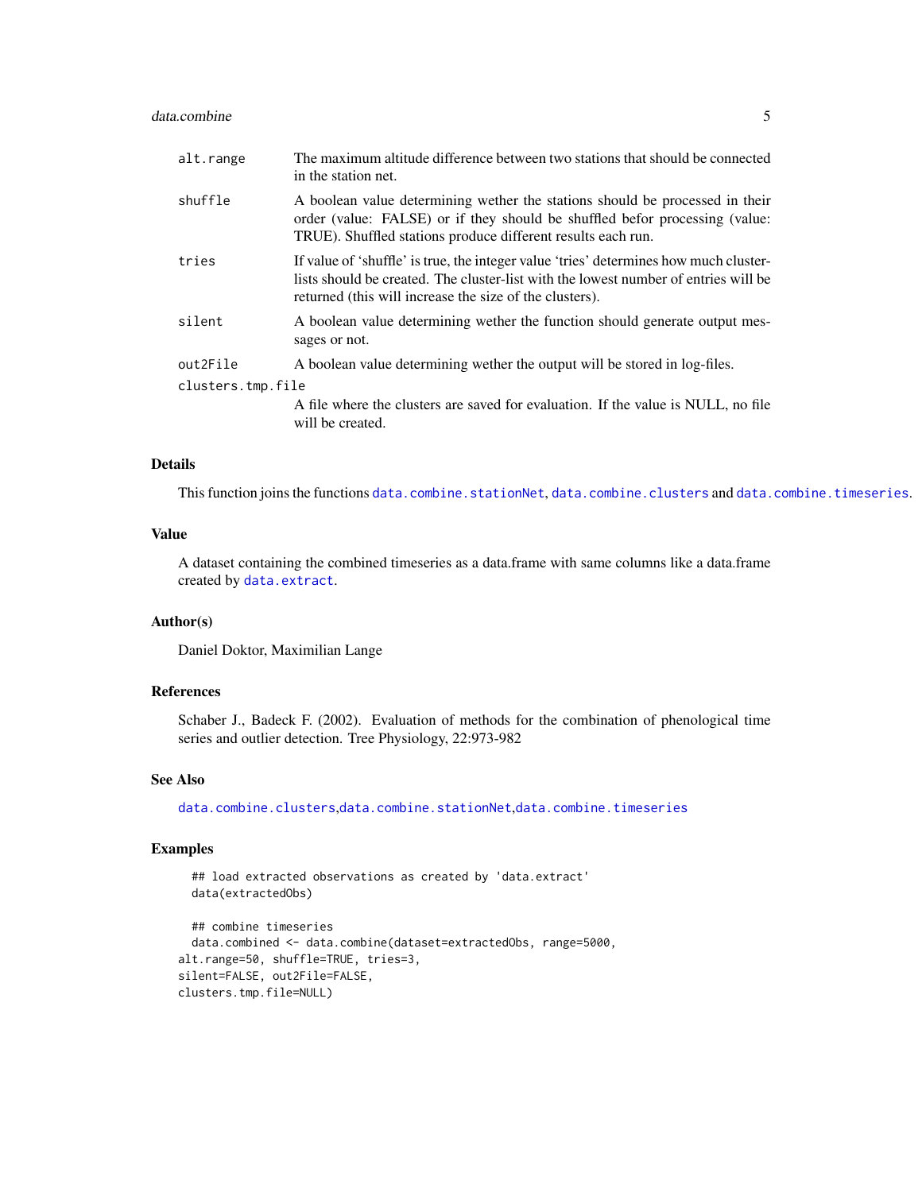| | |
|---|---|
| alt.range | The maximum altitude difference between two stations that should be connected in the station net. |
| shuffle | A boolean value determining wether the stations should be processed in their order (value: FALSE) or if they should be shuffled befor processing (value: TRUE). Shuffled stations produce different results each run. |
| tries | If value of 'shuffle' is true, the integer value 'tries' determines how much cluster-lists should be created. The cluster-list with the lowest number of entries will be returned (this will increase the size of the clusters). |
| silent | A boolean value determining wether the function should generate output messages or not. |
| out2File | A boolean value determining wether the output will be stored in log-files. |
| clusters.tmp.file | A file where the clusters are saved for evaluation. If the value is NULL, no file will be created. |

### Details

This function joins the functions data.combine.stationNet, data.combine.clusters and data.combine.timeseries.

### Value

A dataset containing the combined timeseries as a data.frame with same columns like a data.frame created by data.extract.

### Author(s)

Daniel Doktor, Maximilian Lange

### References

Schaber J., Badeck F. (2002). Evaluation of methods for the combination of phenological time series and outlier detection. Tree Physiology, 22:973-982

### See Also

data.combine.clusters,data.combine.stationNet,data.combine.timeseries

### Examples

```
## load extracted observations as created by 'data.extract'
data(extractedObs)

## combine timeseries
data.combined <- data.combine(dataset=extractedObs, range=5000,
alt.range=50, shuffle=TRUE, tries=3,
silent=FALSE, out2File=FALSE,
clusters.tmp.file=NULL)
```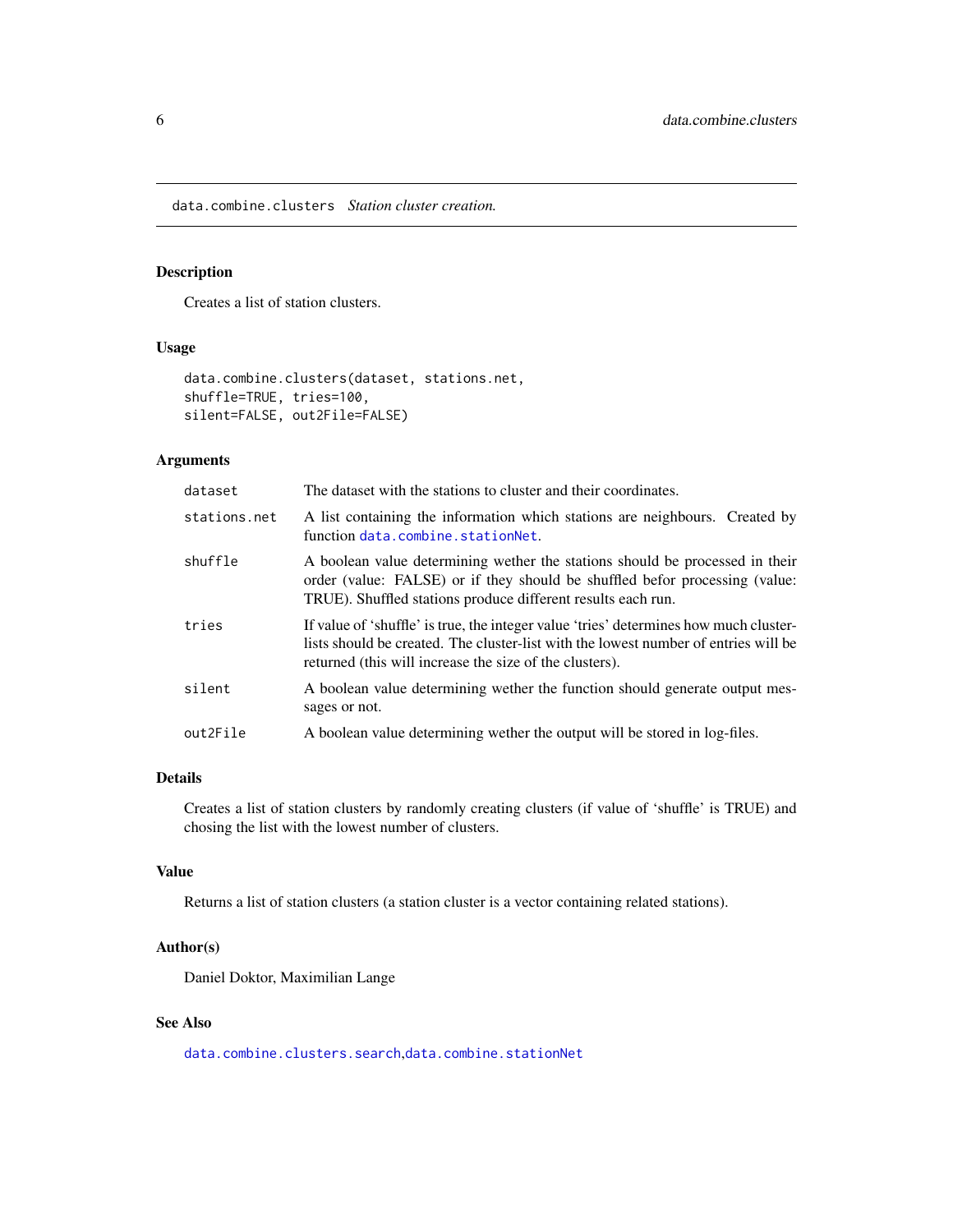data.combine.clusters *Station cluster creation.*

## Description

Creates a list of station clusters.

## Usage

```
data.combine.clusters(dataset, stations.net,
shuffle=TRUE, tries=100,
silent=FALSE, out2File=FALSE)
```

## Arguments

| | |
|---|---|
| dataset | The dataset with the stations to cluster and their coordinates. |
| stations.net | A list containing the information which stations are neighbours. Created by function data.combine.stationNet. |
| shuffle | A boolean value determining wether the stations should be processed in their order (value: FALSE) or if they should be shuffled befor processing (value: TRUE). Shuffled stations produce different results each run. |
| tries | If value of 'shuffle' is true, the integer value 'tries' determines how much cluster-lists should be created. The cluster-list with the lowest number of entries will be returned (this will increase the size of the clusters). |
| silent | A boolean value determining wether the function should generate output messages or not. |
| out2File | A boolean value determining wether the output will be stored in log-files. |

## Details

Creates a list of station clusters by randomly creating clusters (if value of 'shuffle' is TRUE) and chosing the list with the lowest number of clusters.

## Value

Returns a list of station clusters (a station cluster is a vector containing related stations).

## Author(s)

Daniel Doktor, Maximilian Lange

## See Also

data.combine.clusters.search,data.combine.stationNet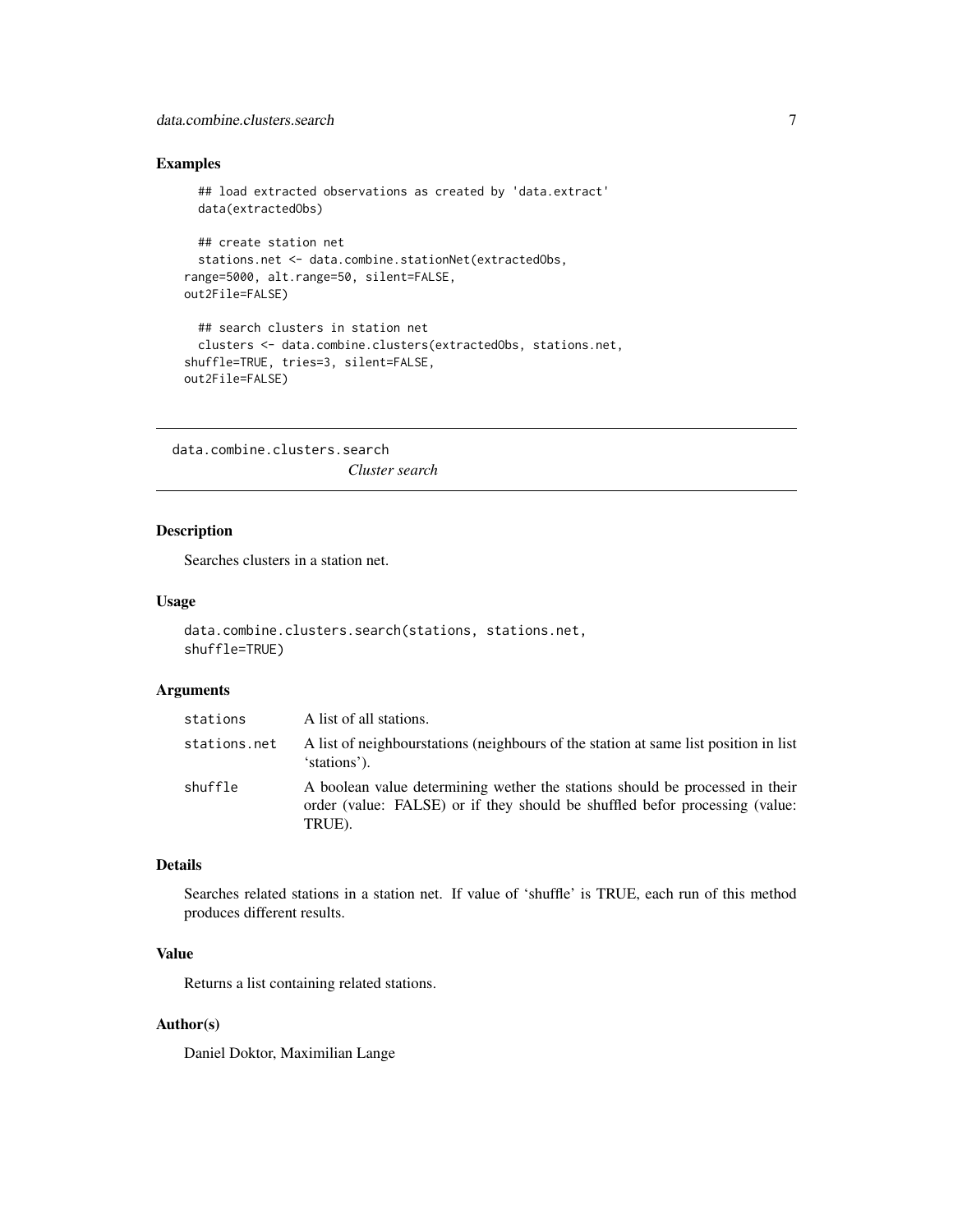### Examples

```
## load extracted observations as created by 'data.extract'
data(extractedObs)

## create station net
stations.net <- data.combine.stationNet(extractedObs,
range=5000, alt.range=50, silent=FALSE,
out2File=FALSE)

## search clusters in station net
clusters <- data.combine.clusters(extractedObs, stations.net,
shuffle=TRUE, tries=3, silent=FALSE,
out2File=FALSE)
```

---

## data.combine.clusters.search

*Cluster search*

---

### Description

Searches clusters in a station net.

### Usage

```
data.combine.clusters.search(stations, stations.net,
shuffle=TRUE)
```

### Arguments

| | |
|---|---|
| stations | A list of all stations. |
| stations.net | A list of neighbourstations (neighbours of the station at same list position in list 'stations'). |
| shuffle | A boolean value determining wether the stations should be processed in their order (value: FALSE) or if they should be shuffled befor processing (value: TRUE). |

### Details

Searches related stations in a station net. If value of 'shuffle' is TRUE, each run of this method produces different results.

### Value

Returns a list containing related stations.

### Author(s)

Daniel Doktor, Maximilian Lange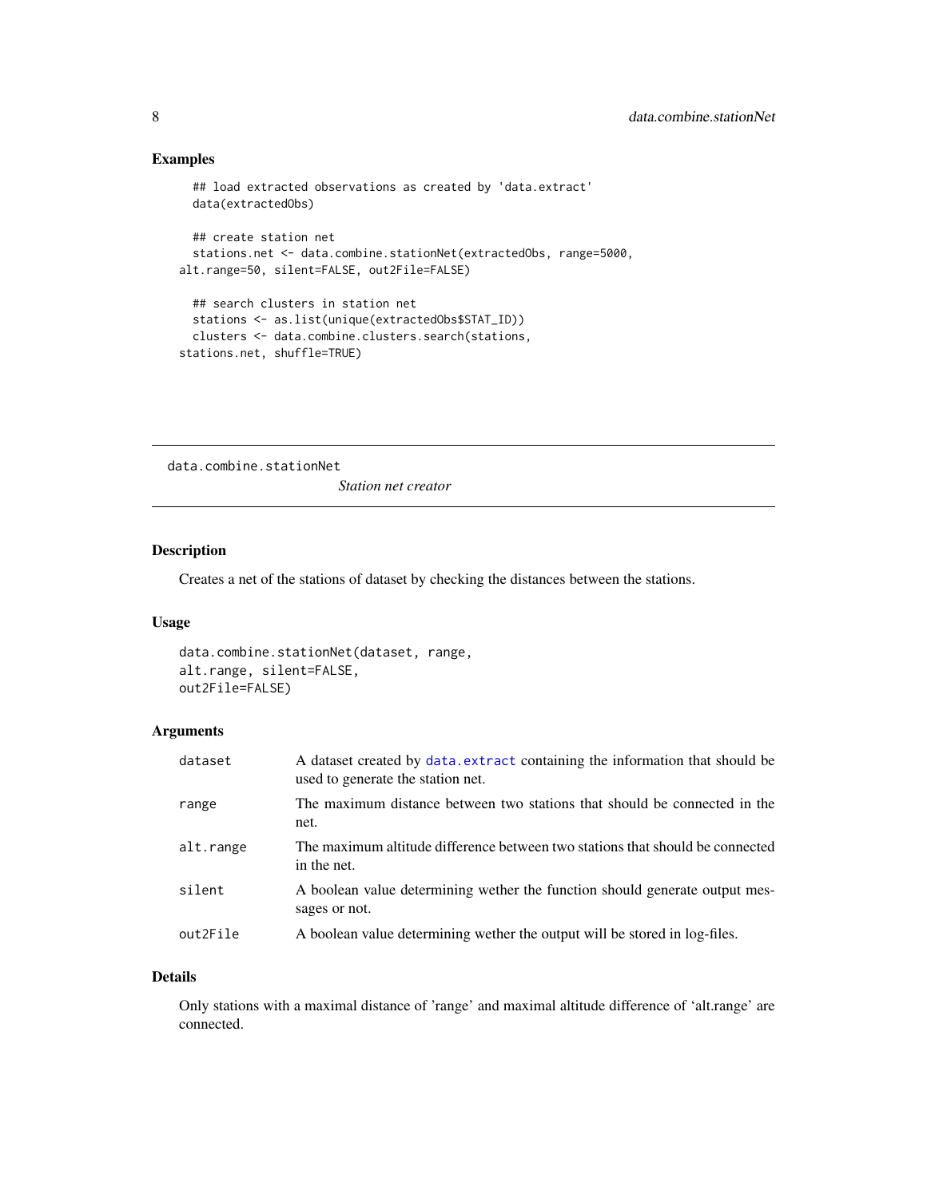## Examples

```
## load extracted observations as created by 'data.extract'
data(extractedObs)

## create station net
stations.net <- data.combine.stationNet(extractedObs, range=5000,
alt.range=50, silent=FALSE, out2File=FALSE)

## search clusters in station net
stations <- as.list(unique(extractedObs$STAT_ID))
clusters <- data.combine.clusters.search(stations,
stations.net, shuffle=TRUE)
```

---

# data.combine.stationNet

*Station net creator*

---

## Description

Creates a net of the stations of dataset by checking the distances between the stations.

## Usage

```
data.combine.stationNet(dataset, range,
alt.range, silent=FALSE,
out2File=FALSE)
```

## Arguments

| | |
|---|---|
| dataset | A dataset created by data.extract containing the information that should be used to generate the station net. |
| range | The maximum distance between two stations that should be connected in the net. |
| alt.range | The maximum altitude difference between two stations that should be connected in the net. |
| silent | A boolean value determining wether the function should generate output messages or not. |
| out2File | A boolean value determining wether the output will be stored in log-files. |

## Details

Only stations with a maximal distance of 'range' and maximal altitude difference of 'alt.range' are connected.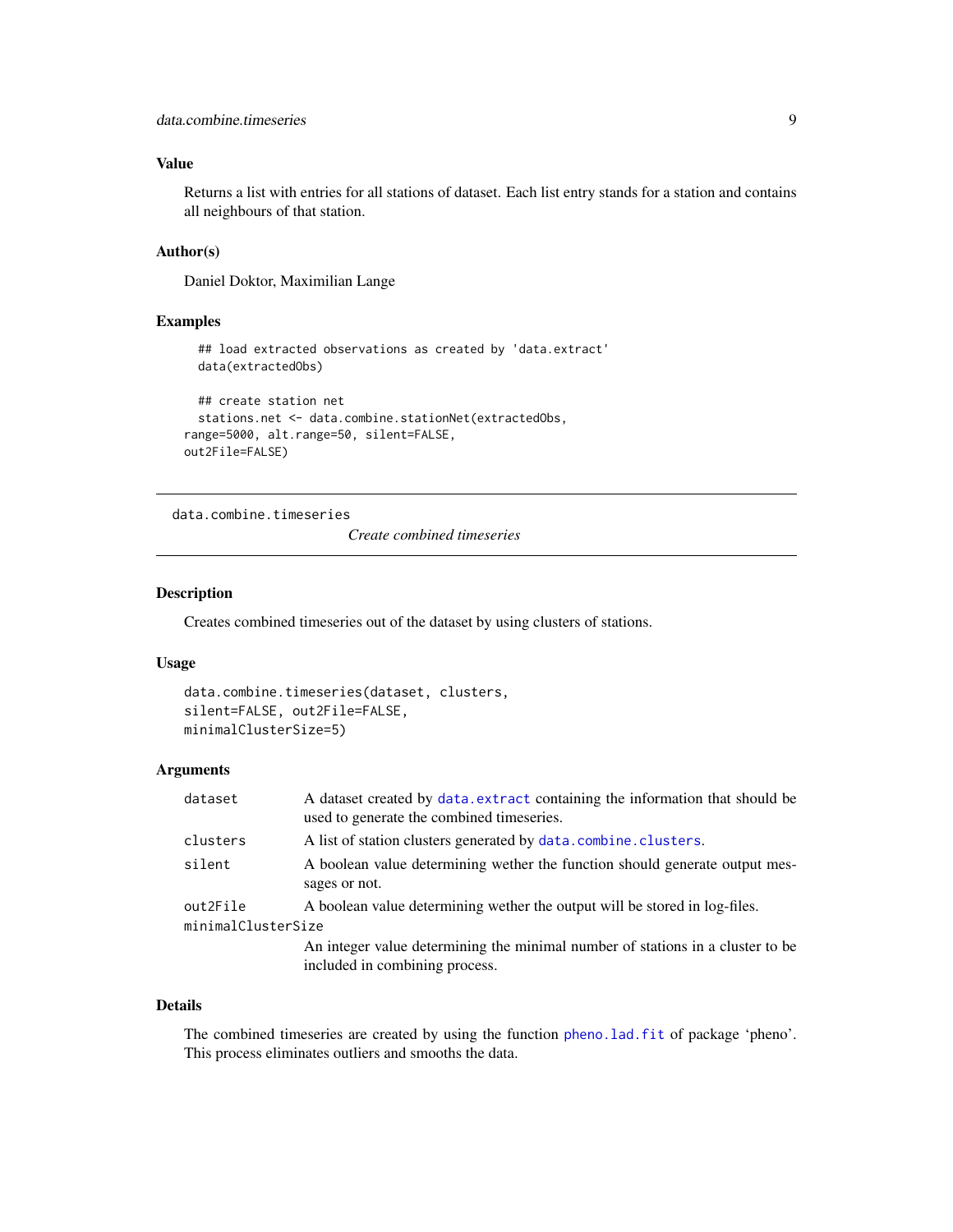### Value

Returns a list with entries for all stations of dataset. Each list entry stands for a station and contains all neighbours of that station.

### Author(s)

Daniel Doktor, Maximilian Lange

### Examples

```
  ## load extracted observations as created by 'data.extract'
  data(extractedObs)

  ## create station net
  stations.net <- data.combine.stationNet(extractedObs,
range=5000, alt.range=50, silent=FALSE,
out2File=FALSE)
```

---

## data.combine.timeseries    *Create combined timeseries*

---

### Description

Creates combined timeseries out of the dataset by using clusters of stations.

### Usage

```
data.combine.timeseries(dataset, clusters,
silent=FALSE, out2File=FALSE,
minimalClusterSize=5)
```

### Arguments

| | |
|---|---|
| `dataset` | A dataset created by `data.extract` containing the information that should be used to generate the combined timeseries. |
| `clusters` | A list of station clusters generated by `data.combine.clusters`. |
| `silent` | A boolean value determining wether the function should generate output messages or not. |
| `out2File` | A boolean value determining wether the output will be stored in log-files. |
| `minimalClusterSize` | An integer value determining the minimal number of stations in a cluster to be included in combining process. |

### Details

The combined timeseries are created by using the function `pheno.lad.fit` of package 'pheno'. This process eliminates outliers and smooths the data.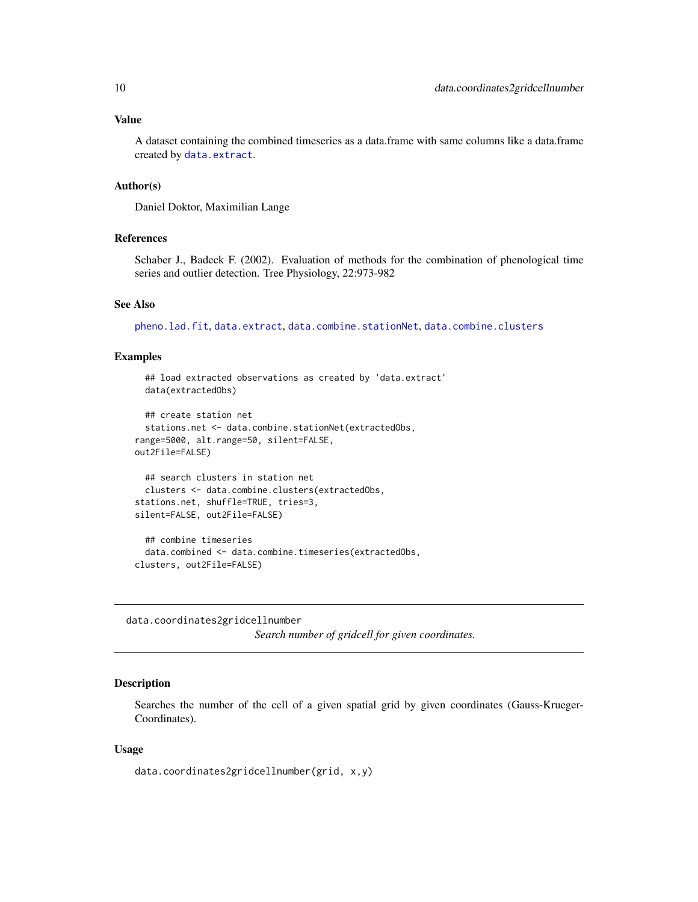### Value

A dataset containing the combined timeseries as a data.frame with same columns like a data.frame created by `data.extract`.

### Author(s)

Daniel Doktor, Maximilian Lange

### References

Schaber J., Badeck F. (2002). Evaluation of methods for the combination of phenological time series and outlier detection. Tree Physiology, 22:973-982

### See Also

`pheno.lad.fit`, `data.extract`, `data.combine.stationNet`, `data.combine.clusters`

### Examples

```
  ## load extracted observations as created by 'data.extract'
  data(extractedObs)

  ## create station net
  stations.net <- data.combine.stationNet(extractedObs,
range=5000, alt.range=50, silent=FALSE,
out2File=FALSE)

  ## search clusters in station net
  clusters <- data.combine.clusters(extractedObs,
stations.net, shuffle=TRUE, tries=3,
silent=FALSE, out2File=FALSE)

  ## combine timeseries
  data.combined <- data.combine.timeseries(extractedObs,
clusters, out2File=FALSE)
```

---

## data.coordinates2gridcellnumber

*Search number of gridcell for given coordinates.*

---

### Description

Searches the number of the cell of a given spatial grid by given coordinates (Gauss-Krueger-Coordinates).

### Usage

```
data.coordinates2gridcellnumber(grid, x,y)
```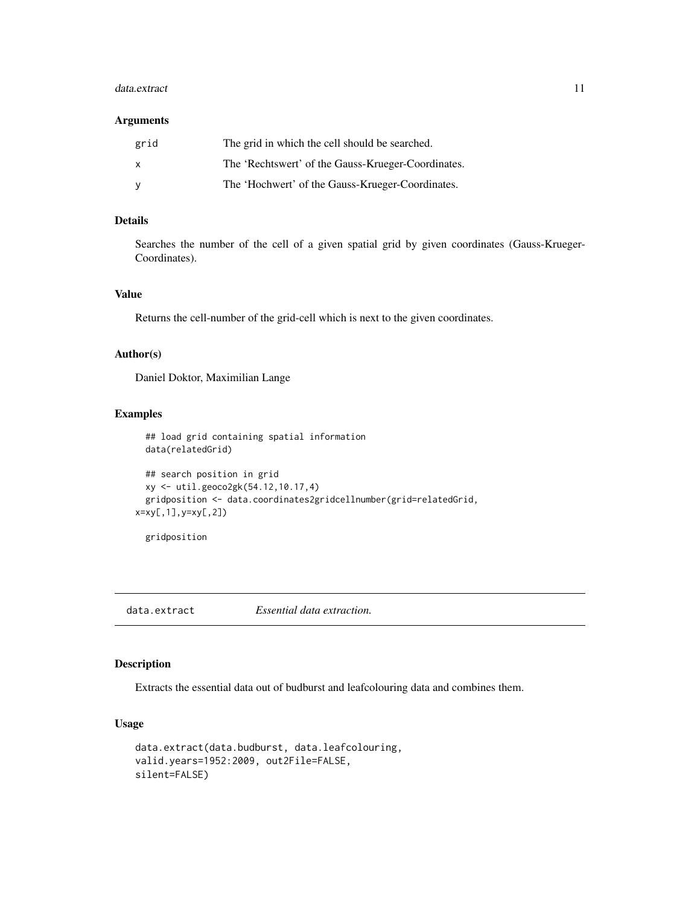### Arguments

| | |
|---|---|
| grid | The grid in which the cell should be searched. |
| x | The 'Rechtswert' of the Gauss-Krueger-Coordinates. |
| y | The 'Hochwert' of the Gauss-Krueger-Coordinates. |

### Details

Searches the number of the cell of a given spatial grid by given coordinates (Gauss-Krueger-Coordinates).

### Value

Returns the cell-number of the grid-cell which is next to the given coordinates.

### Author(s)

Daniel Doktor, Maximilian Lange

### Examples

```
## load grid containing spatial information
data(relatedGrid)

## search position in grid
xy <- util.geoco2gk(54.12,10.17,4)
gridposition <- data.coordinates2gridcellnumber(grid=relatedGrid,
x=xy[,1],y=xy[,2])

gridposition
```

---

## data.extract *Essential data extraction.*

---

### Description

Extracts the essential data out of budburst and leafcolouring data and combines them.

### Usage

```
data.extract(data.budburst, data.leafcolouring,
valid.years=1952:2009, out2File=FALSE,
silent=FALSE)
```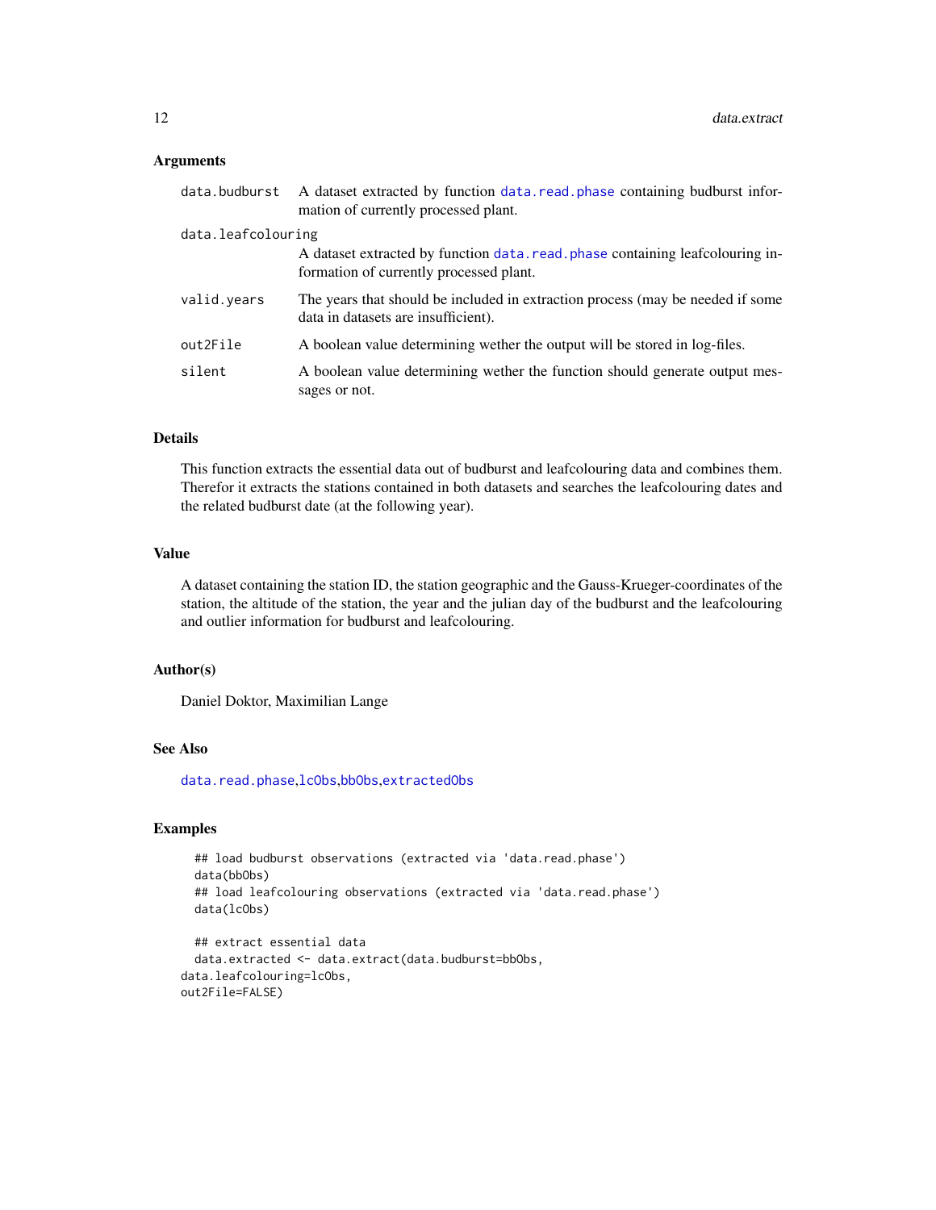### Arguments

- `data.budburst` A dataset extracted by function `data.read.phase` containing budburst information of currently processed plant.
- `data.leafcolouring` A dataset extracted by function `data.read.phase` containing leafcolouring information of currently processed plant.
- `valid.years` The years that should be included in extraction process (may be needed if some data in datasets are insufficient).
- `out2File` A boolean value determining wether the output will be stored in log-files.
- `silent` A boolean value determining wether the function should generate output messages or not.

### Details

This function extracts the essential data out of budburst and leafcolouring data and combines them. Therefor it extracts the stations contained in both datasets and searches the leafcolouring dates and the related budburst date (at the following year).

### Value

A dataset containing the station ID, the station geographic and the Gauss-Krueger-coordinates of the station, the altitude of the station, the year and the julian day of the budburst and the leafcolouring and outlier information for budburst and leafcolouring.

### Author(s)

Daniel Doktor, Maximilian Lange

### See Also

`data.read.phase`,`lcObs`,`bbObs`,`extractedObs`

### Examples

```
## load budburst observations (extracted via 'data.read.phase')
data(bbObs)
## load leafcolouring observations (extracted via 'data.read.phase')
data(lcObs)

## extract essential data
data.extracted <- data.extract(data.budburst=bbObs,
data.leafcolouring=lcObs,
out2File=FALSE)
```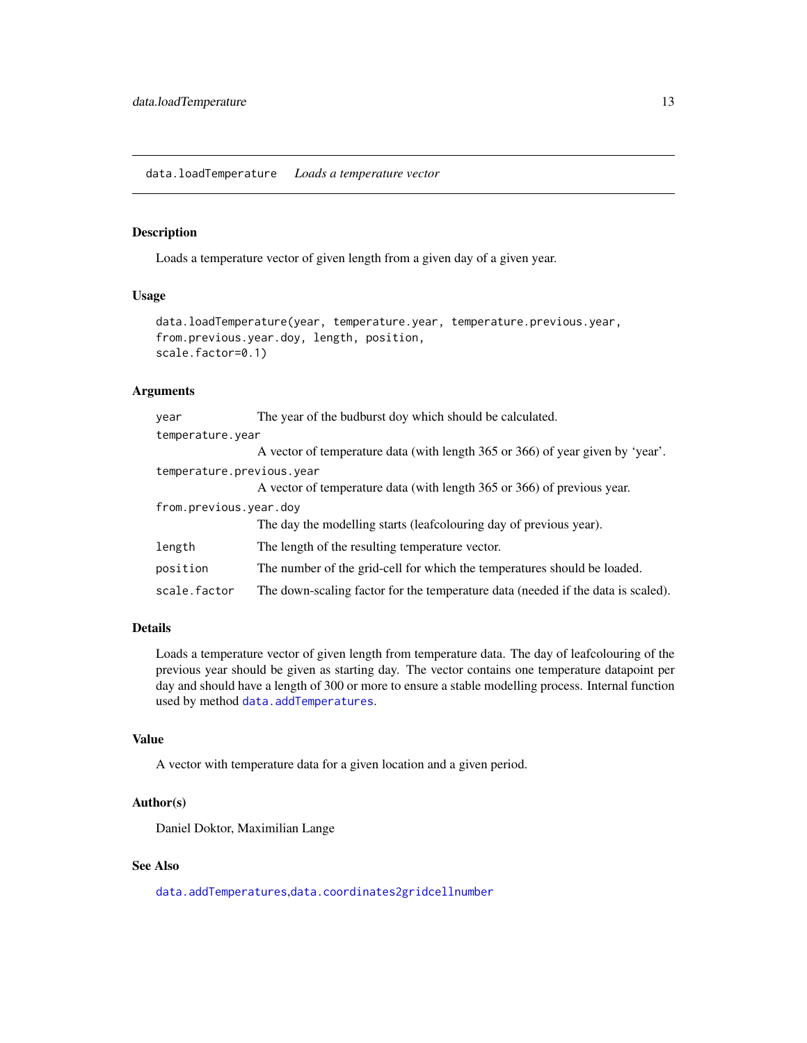## data.loadTemperature — *Loads a temperature vector*

### Description

Loads a temperature vector of given length from a given day of a given year.

### Usage

```
data.loadTemperature(year, temperature.year, temperature.previous.year,
from.previous.year.doy, length, position,
scale.factor=0.1)
```

### Arguments

| Argument | Description |
|---|---|
| `year` | The year of the budburst doy which should be calculated. |
| `temperature.year` | A vector of temperature data (with length 365 or 366) of year given by 'year'. |
| `temperature.previous.year` | A vector of temperature data (with length 365 or 366) of previous year. |
| `from.previous.year.doy` | The day the modelling starts (leafcolouring day of previous year). |
| `length` | The length of the resulting temperature vector. |
| `position` | The number of the grid-cell for which the temperatures should be loaded. |
| `scale.factor` | The down-scaling factor for the temperature data (needed if the data is scaled). |

### Details

Loads a temperature vector of given length from temperature data. The day of leafcolouring of the previous year should be given as starting day. The vector contains one temperature datapoint per day and should have a length of 300 or more to ensure a stable modelling process. Internal function used by method `data.addTemperatures`.

### Value

A vector with temperature data for a given location and a given period.

### Author(s)

Daniel Doktor, Maximilian Lange

### See Also

`data.addTemperatures`,`data.coordinates2gridcellnumber`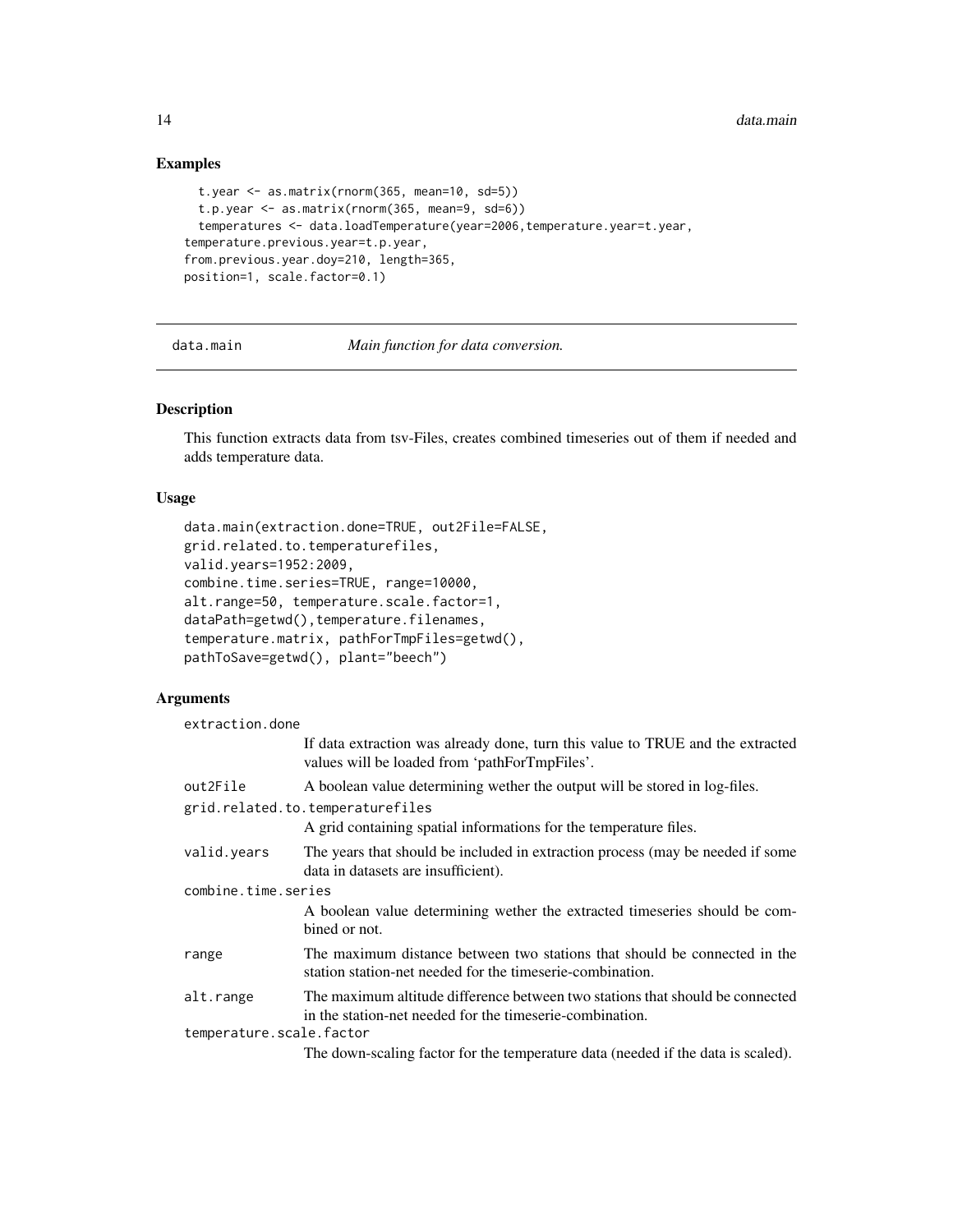## Examples

```
  t.year <- as.matrix(rnorm(365, mean=10, sd=5))
  t.p.year <- as.matrix(rnorm(365, mean=9, sd=6))
  temperatures <- data.loadTemperature(year=2006,temperature.year=t.year,
temperature.previous.year=t.p.year,
from.previous.year.doy=210, length=365,
position=1, scale.factor=0.1)
```

---

`data.main` *Main function for data conversion.*

---

## Description

This function extracts data from tsv-Files, creates combined timeseries out of them if needed and adds temperature data.

## Usage

```
data.main(extraction.done=TRUE, out2File=FALSE,
grid.related.to.temperaturefiles,
valid.years=1952:2009,
combine.time.series=TRUE, range=10000,
alt.range=50, temperature.scale.factor=1,
dataPath=getwd(),temperature.filenames,
temperature.matrix, pathForTmpFiles=getwd(),
pathToSave=getwd(), plant="beech")
```

## Arguments

`extraction.done`
: If data extraction was already done, turn this value to TRUE and the extracted values will be loaded from 'pathForTmpFiles'.

`out2File`
: A boolean value determining wether the output will be stored in log-files.

`grid.related.to.temperaturefiles`
: A grid containing spatial informations for the temperature files.

`valid.years`
: The years that should be included in extraction process (may be needed if some data in datasets are insufficient).

`combine.time.series`
: A boolean value determining wether the extracted timeseries should be combined or not.

`range`
: The maximum distance between two stations that should be connected in the station station-net needed for the timeserie-combination.

`alt.range`
: The maximum altitude difference between two stations that should be connected in the station-net needed for the timeserie-combination.

`temperature.scale.factor`
: The down-scaling factor for the temperature data (needed if the data is scaled).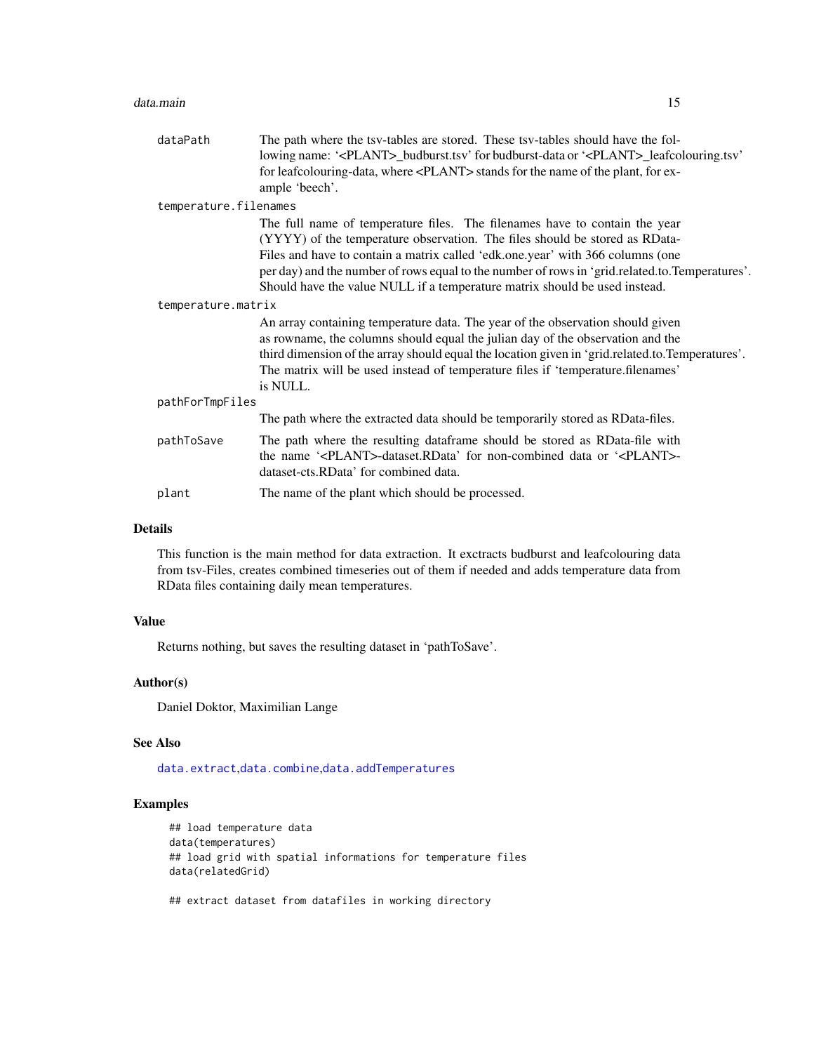| | |
|---|---|
| `dataPath` | The path where the tsv-tables are stored. These tsv-tables should have the following name: '<PLANT>_budburst.tsv' for budburst-data or '<PLANT>_leafcolouring.tsv' for leafcolouring-data, where <PLANT> stands for the name of the plant, for example 'beech'. |
| `temperature.filenames` | The full name of temperature files. The filenames have to contain the year (YYYY) of the temperature observation. The files should be stored as RData-Files and have to contain a matrix called 'edk.one.year' with 366 columns (one per day) and the number of rows equal to the number of rows in 'grid.related.to.Temperatures'. Should have the value NULL if a temperature matrix should be used instead. |
| `temperature.matrix` | An array containing temperature data. The year of the observation should given as rowname, the columns should equal the julian day of the observation and the third dimension of the array should equal the location given in 'grid.related.to.Temperatures'. The matrix will be used instead of temperature files if 'temperature.filenames' is NULL. |
| `pathForTmpFiles` | The path where the extracted data should be temporarily stored as RData-files. |
| `pathToSave` | The path where the resulting dataframe should be stored as RData-file with the name '<PLANT>-dataset.RData' for non-combined data or '<PLANT>-dataset-cts.RData' for combined data. |
| `plant` | The name of the plant which should be processed. |

## Details

This function is the main method for data extraction. It exctracts budburst and leafcolouring data from tsv-Files, creates combined timeseries out of them if needed and adds temperature data from RData files containing daily mean temperatures.

## Value

Returns nothing, but saves the resulting dataset in 'pathToSave'.

## Author(s)

Daniel Doktor, Maximilian Lange

## See Also

`data.extract`,`data.combine`,`data.addTemperatures`

## Examples

```
## load temperature data
data(temperatures)
## load grid with spatial informations for temperature files
data(relatedGrid)

## extract dataset from datafiles in working directory
```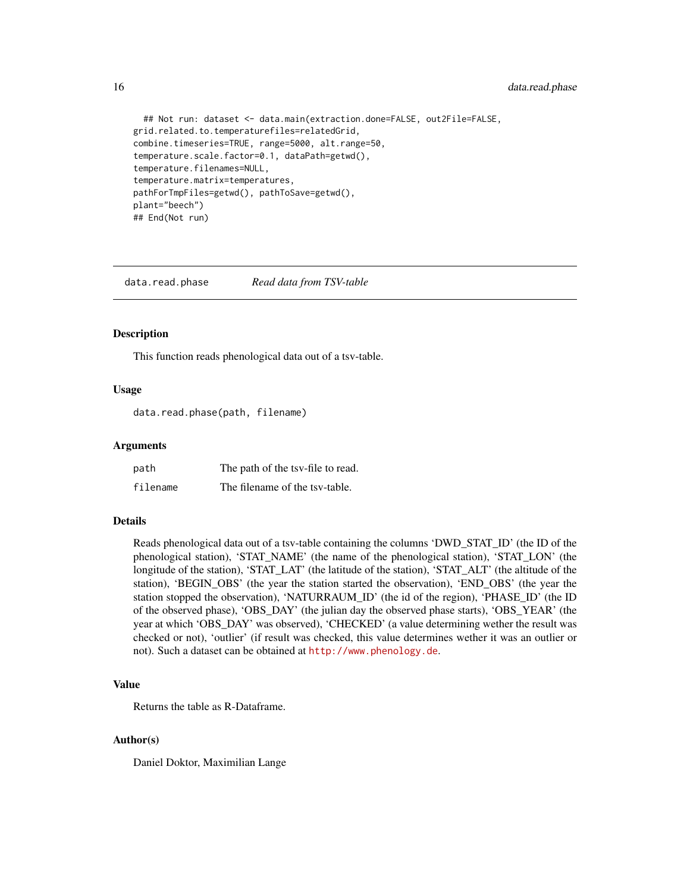```
## Not run: dataset <- data.main(extraction.done=FALSE, out2File=FALSE,
grid.related.to.temperaturefiles=relatedGrid,
combine.timeseries=TRUE, range=5000, alt.range=50,
temperature.scale.factor=0.1, dataPath=getwd(),
temperature.filenames=NULL,
temperature.matrix=temperatures,
pathForTmpFiles=getwd(), pathToSave=getwd(),
plant="beech")
## End(Not run)
```

---

## data.read.phase    *Read data from TSV-table*

### Description

This function reads phenological data out of a tsv-table.

### Usage

```
data.read.phase(path, filename)
```

### Arguments

| | |
|---|---|
| path | The path of the tsv-file to read. |
| filename | The filename of the tsv-table. |

### Details

Reads phenological data out of a tsv-table containing the columns 'DWD_STAT_ID' (the ID of the phenological station), 'STAT_NAME' (the name of the phenological station), 'STAT_LON' (the longitude of the station), 'STAT_LAT' (the latitude of the station), 'STAT_ALT' (the altitude of the station), 'BEGIN_OBS' (the year the station started the observation), 'END_OBS' (the year the station stopped the observation), 'NATURRAUM_ID' (the id of the region), 'PHASE_ID' (the ID of the observed phase), 'OBS_DAY' (the julian day the observed phase starts), 'OBS_YEAR' (the year at which 'OBS_DAY' was observed), 'CHECKED' (a value determining wether the result was checked or not), 'outlier' (if result was checked, this value determines wether it was an outlier or not). Such a dataset can be obtained at http://www.phenology.de.

### Value

Returns the table as R-Dataframe.

### Author(s)

Daniel Doktor, Maximilian Lange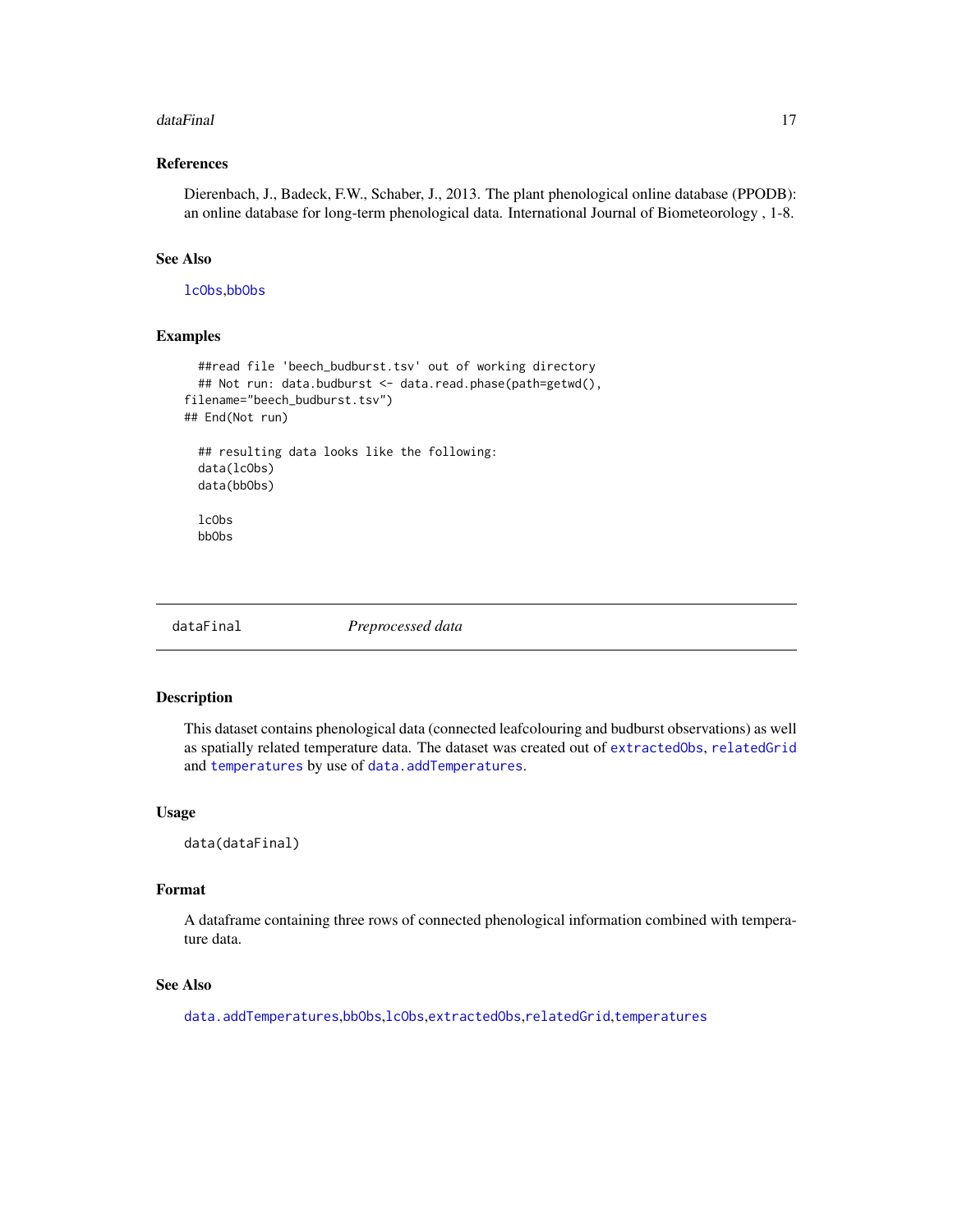### References

Dierenbach, J., Badeck, F.W., Schaber, J., 2013. The plant phenological online database (PPODB): an online database for long-term phenological data. International Journal of Biometeorology , 1-8.

### See Also

lcObs,bbObs

### Examples

```
  ##read file 'beech_budburst.tsv' out of working directory
  ## Not run: data.budburst <- data.read.phase(path=getwd(),
filename="beech_budburst.tsv")
## End(Not run)

  ## resulting data looks like the following:
  data(lcObs)
  data(bbObs)

  lcObs
  bbObs
```

---

## dataFinal *Preprocessed data*

### Description

This dataset contains phenological data (connected leafcolouring and budburst observations) as well as spatially related temperature data. The dataset was created out of extractedObs, relatedGrid and temperatures by use of data.addTemperatures.

### Usage

```
data(dataFinal)
```

### Format

A dataframe containing three rows of connected phenological information combined with temperature data.

### See Also

data.addTemperatures,bbObs,lcObs,extractedObs,relatedGrid,temperatures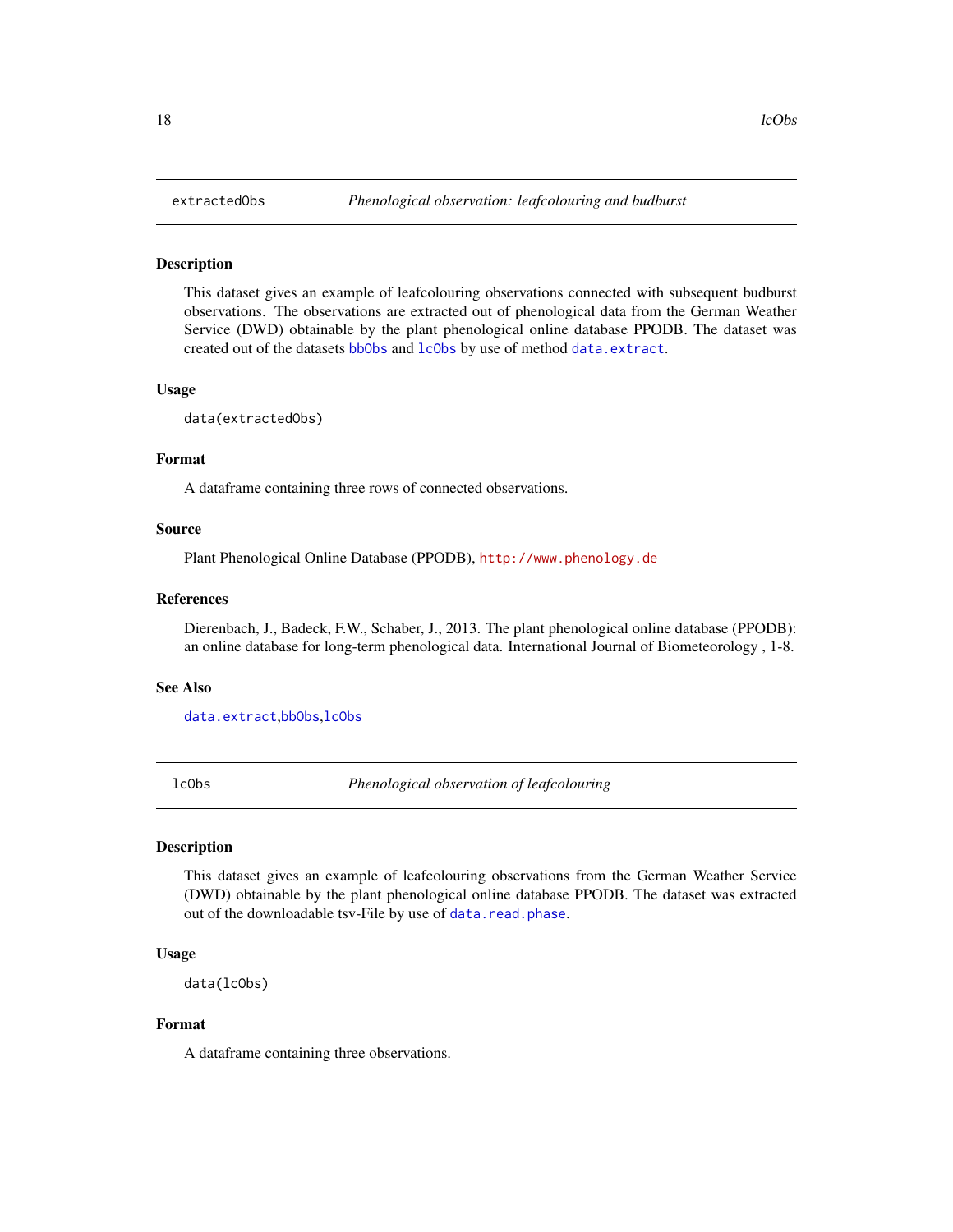## extractedObs — *Phenological observation: leafcolouring and budburst*

### Description

This dataset gives an example of leafcolouring observations connected with subsequent budburst observations. The observations are extracted out of phenological data from the German Weather Service (DWD) obtainable by the plant phenological online database PPODB. The dataset was created out of the datasets `bbObs` and `lcObs` by use of method `data.extract`.

### Usage

```
data(extractedObs)
```

### Format

A dataframe containing three rows of connected observations.

### Source

Plant Phenological Online Database (PPODB), http://www.phenology.de

### References

Dierenbach, J., Badeck, F.W., Schaber, J., 2013. The plant phenological online database (PPODB): an online database for long-term phenological data. International Journal of Biometeorology , 1-8.

### See Also

`data.extract`,`bbObs`,`lcObs`

## lcObs — *Phenological observation of leafcolouring*

### Description

This dataset gives an example of leafcolouring observations from the German Weather Service (DWD) obtainable by the plant phenological online database PPODB. The dataset was extracted out of the downloadable tsv-File by use of `data.read.phase`.

### Usage

```
data(lcObs)
```

### Format

A dataframe containing three observations.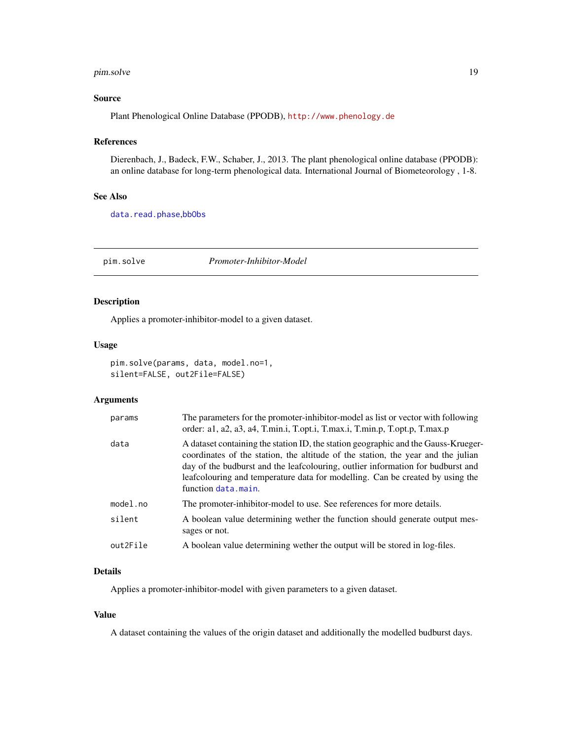## Source

Plant Phenological Online Database (PPODB), http://www.phenology.de

## References

Dierenbach, J., Badeck, F.W., Schaber, J., 2013. The plant phenological online database (PPODB): an online database for long-term phenological data. International Journal of Biometeorology , 1-8.

## See Also

data.read.phase,bbObs

---

# pim.solve *Promoter-Inhibitor-Model*

## Description

Applies a promoter-inhibitor-model to a given dataset.

## Usage

```
pim.solve(params, data, model.no=1,
silent=FALSE, out2File=FALSE)
```

## Arguments

| | |
|---|---|
| `params` | The parameters for the promoter-inhibitor-model as list or vector with following order: a1, a2, a3, a4, T.min.i, T.opt.i, T.max.i, T.min.p, T.opt.p, T.max.p |
| `data` | A dataset containing the station ID, the station geographic and the Gauss-Krueger-coordinates of the station, the altitude of the station, the year and the julian day of the budburst and the leafcolouring, outlier information for budburst and leafcolouring and temperature data for modelling. Can be created by using the function data.main. |
| `model.no` | The promoter-inhibitor-model to use. See references for more details. |
| `silent` | A boolean value determining wether the function should generate output messages or not. |
| `out2File` | A boolean value determining wether the output will be stored in log-files. |

## Details

Applies a promoter-inhibitor-model with given parameters to a given dataset.

## Value

A dataset containing the values of the origin dataset and additionally the modelled budburst days.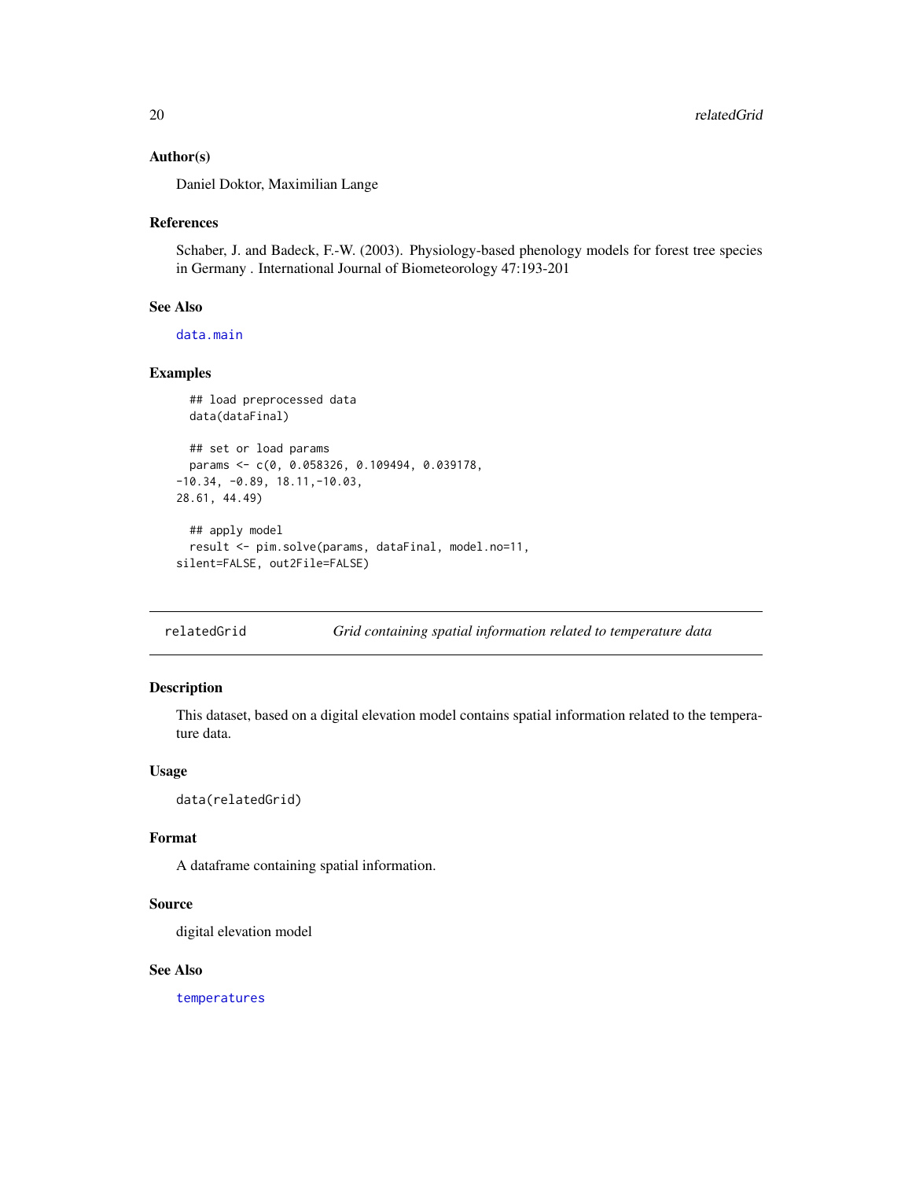### Author(s)

Daniel Doktor, Maximilian Lange

### References

Schaber, J. and Badeck, F.-W. (2003). Physiology-based phenology models for forest tree species in Germany . International Journal of Biometeorology 47:193-201

### See Also

data.main

### Examples

```
  ## load preprocessed data
  data(dataFinal)

  ## set or load params
  params <- c(0, 0.058326, 0.109494, 0.039178,
-10.34, -0.89, 18.11,-10.03,
28.61, 44.49)

  ## apply model
  result <- pim.solve(params, dataFinal, model.no=11,
silent=FALSE, out2File=FALSE)
```

---

## relatedGrid — *Grid containing spatial information related to temperature data*

### Description

This dataset, based on a digital elevation model contains spatial information related to the temperature data.

### Usage

```
data(relatedGrid)
```

### Format

A dataframe containing spatial information.

### Source

digital elevation model

### See Also

temperatures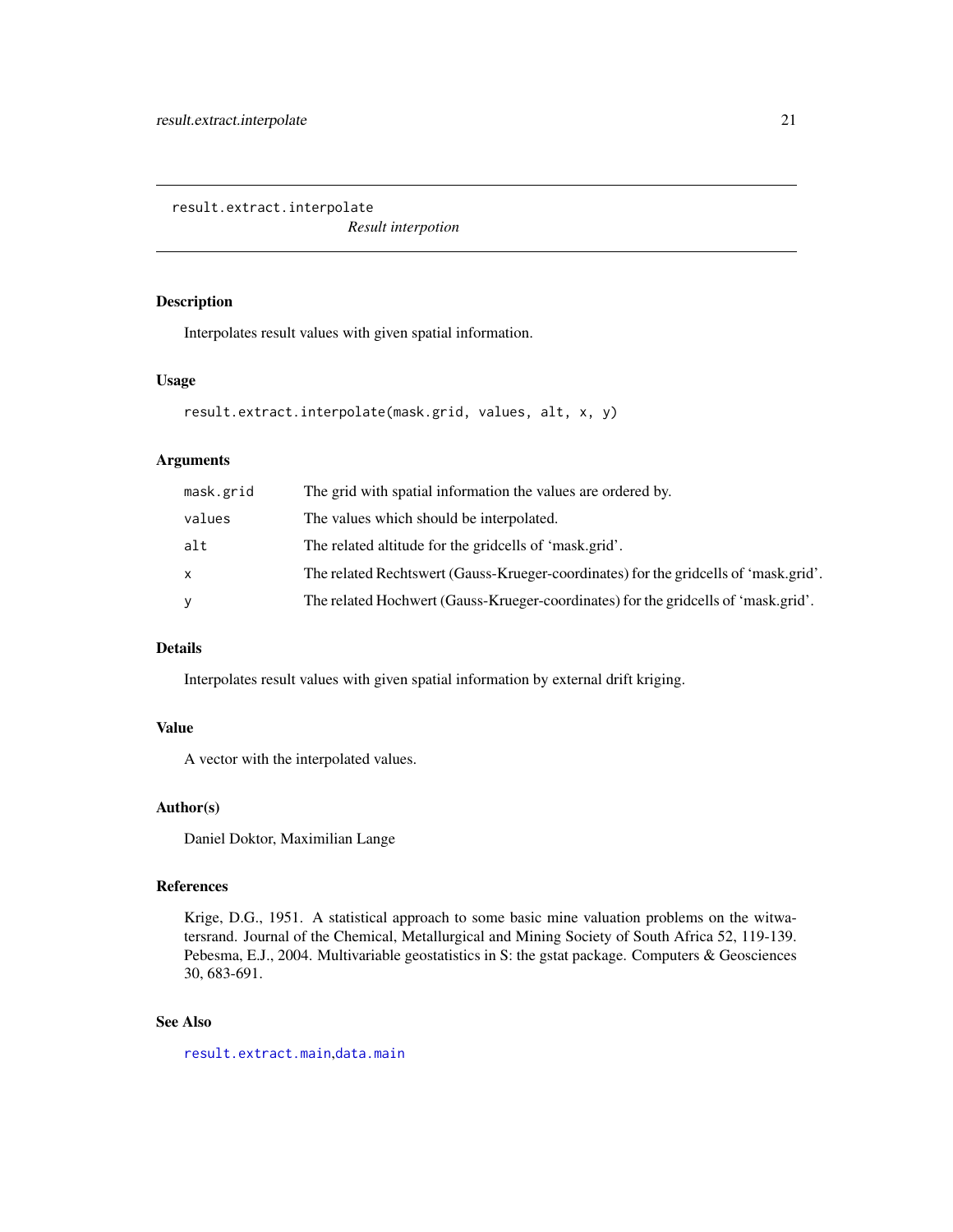## result.extract.interpolate

*Result interpotion*

### Description

Interpolates result values with given spatial information.

### Usage

```
result.extract.interpolate(mask.grid, values, alt, x, y)
```

### Arguments

| | |
|---|---|
| `mask.grid` | The grid with spatial information the values are ordered by. |
| `values` | The values which should be interpolated. |
| `alt` | The related altitude for the gridcells of 'mask.grid'. |
| `x` | The related Rechtswert (Gauss-Krueger-coordinates) for the gridcells of 'mask.grid'. |
| `y` | The related Hochwert (Gauss-Krueger-coordinates) for the gridcells of 'mask.grid'. |

### Details

Interpolates result values with given spatial information by external drift kriging.

### Value

A vector with the interpolated values.

### Author(s)

Daniel Doktor, Maximilian Lange

### References

Krige, D.G., 1951. A statistical approach to some basic mine valuation problems on the witwatersrand. Journal of the Chemical, Metallurgical and Mining Society of South Africa 52, 119-139. Pebesma, E.J., 2004. Multivariable geostatistics in S: the gstat package. Computers & Geosciences 30, 683-691.

### See Also

`result.extract.main`,`data.main`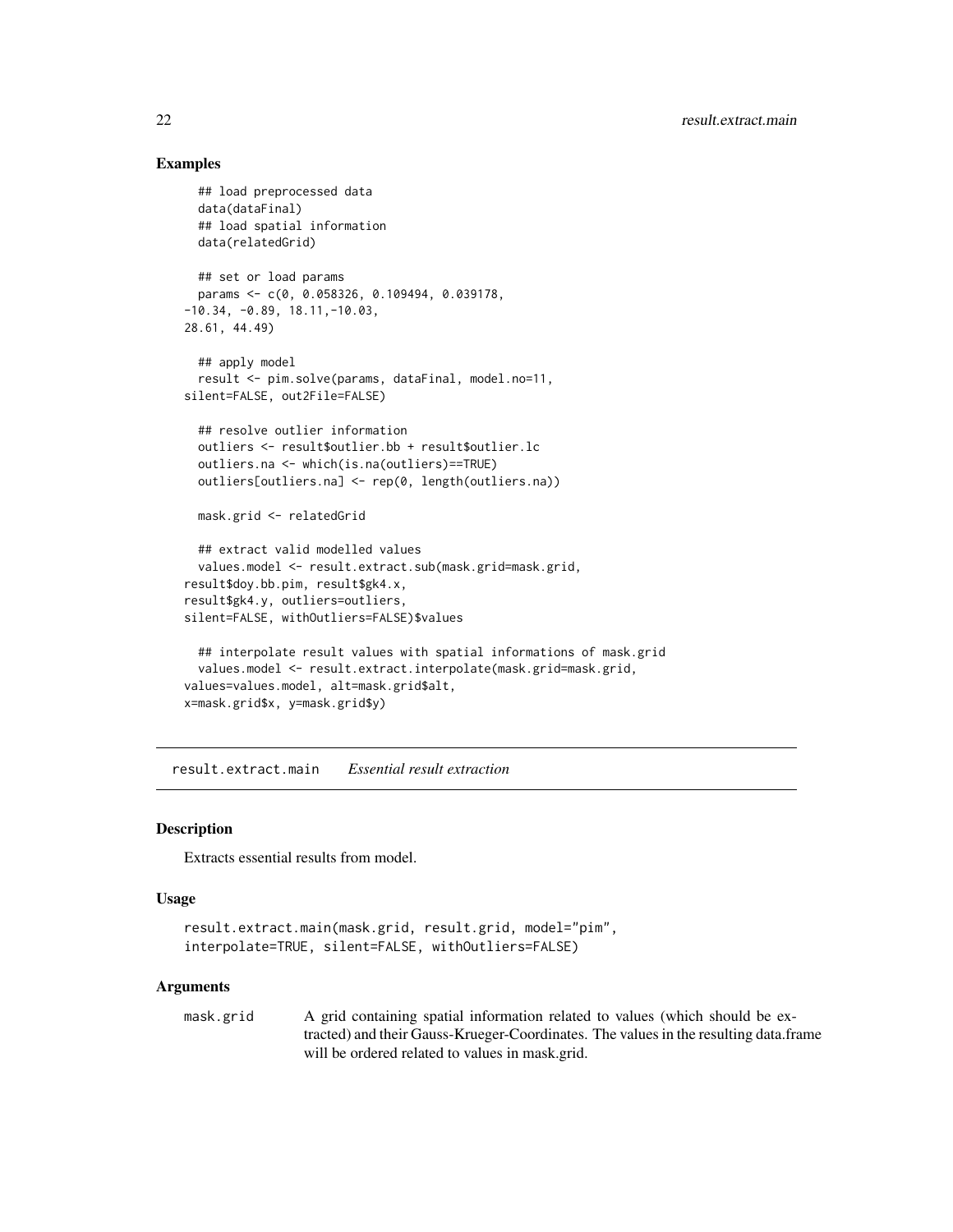## Examples

```
  ## load preprocessed data
  data(dataFinal)
  ## load spatial information
  data(relatedGrid)

  ## set or load params
  params <- c(0, 0.058326, 0.109494, 0.039178,
-10.34, -0.89, 18.11,-10.03,
28.61, 44.49)

  ## apply model
  result <- pim.solve(params, dataFinal, model.no=11,
silent=FALSE, out2File=FALSE)

  ## resolve outlier information
  outliers <- result$outlier.bb + result$outlier.lc
  outliers.na <- which(is.na(outliers)==TRUE)
  outliers[outliers.na] <- rep(0, length(outliers.na))

  mask.grid <- relatedGrid

  ## extract valid modelled values
  values.model <- result.extract.sub(mask.grid=mask.grid,
result$doy.bb.pim, result$gk4.x,
result$gk4.y, outliers=outliers,
silent=FALSE, withOutliers=FALSE)$values

  ## interpolate result values with spatial informations of mask.grid
  values.model <- result.extract.interpolate(mask.grid=mask.grid,
values=values.model, alt=mask.grid$alt,
x=mask.grid$x, y=mask.grid$y)
```

---

# result.extract.main *Essential result extraction*

## Description

Extracts essential results from model.

## Usage

```
result.extract.main(mask.grid, result.grid, model="pim",
interpolate=TRUE, silent=FALSE, withOutliers=FALSE)
```

## Arguments

| | |
|---|---|
| mask.grid | A grid containing spatial information related to values (which should be extracted) and their Gauss-Krueger-Coordinates. The values in the resulting data.frame will be ordered related to values in mask.grid. |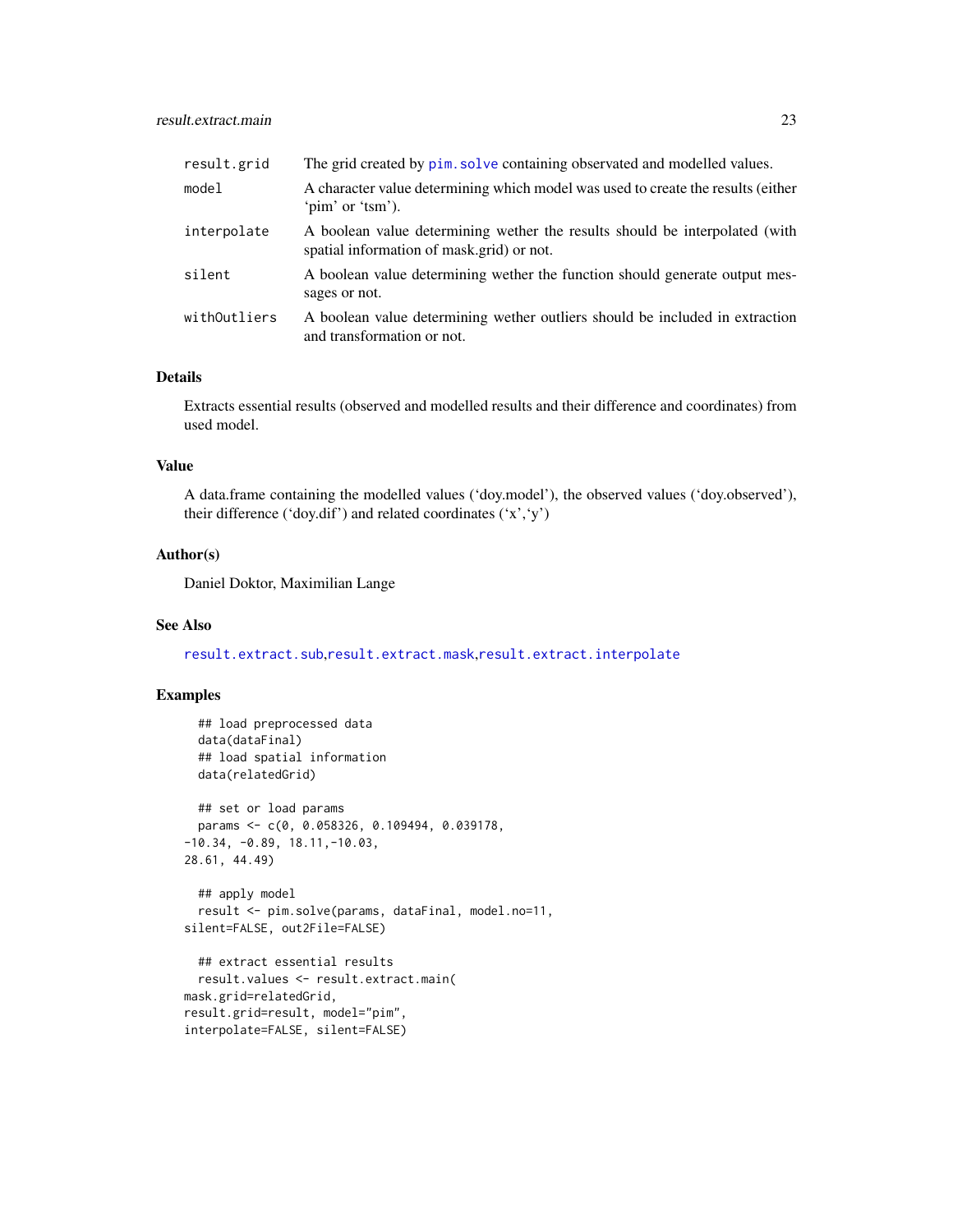| | |
|---|---|
| `result.grid` | The grid created by `pim.solve` containing observated and modelled values. |
| `model` | A character value determining which model was used to create the results (either 'pim' or 'tsm'). |
| `interpolate` | A boolean value determining wether the results should be interpolated (with spatial information of mask.grid) or not. |
| `silent` | A boolean value determining wether the function should generate output messages or not. |
| `withOutliers` | A boolean value determining wether outliers should be included in extraction and transformation or not. |

## Details

Extracts essential results (observed and modelled results and their difference and coordinates) from used model.

## Value

A data.frame containing the modelled values ('doy.model'), the observed values ('doy.observed'), their difference ('doy.dif') and related coordinates ('x','y')

## Author(s)

Daniel Doktor, Maximilian Lange

## See Also

`result.extract.sub`,`result.extract.mask`,`result.extract.interpolate`

## Examples

```
  ## load preprocessed data
  data(dataFinal)
  ## load spatial information
  data(relatedGrid)

  ## set or load params
  params <- c(0, 0.058326, 0.109494, 0.039178,
-10.34, -0.89, 18.11,-10.03,
28.61, 44.49)

  ## apply model
  result <- pim.solve(params, dataFinal, model.no=11,
silent=FALSE, out2File=FALSE)

  ## extract essential results
  result.values <- result.extract.main(
mask.grid=relatedGrid,
result.grid=result, model="pim",
interpolate=FALSE, silent=FALSE)
```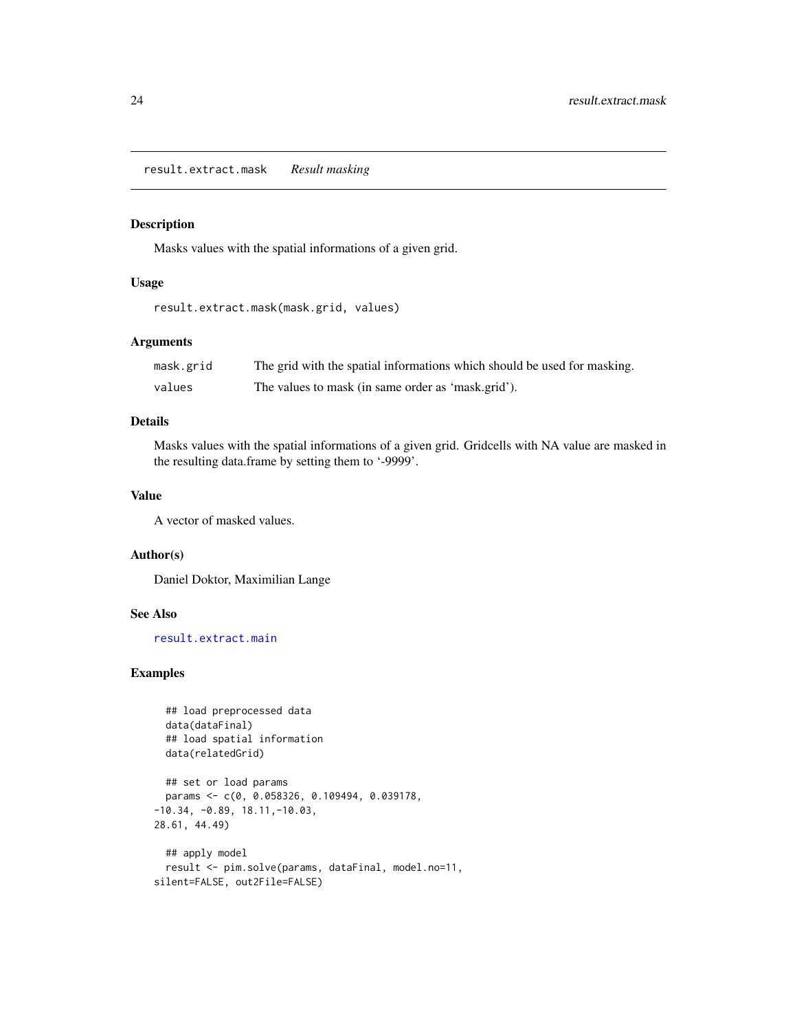result.extract.mask *Result masking*

### Description

Masks values with the spatial informations of a given grid.

### Usage

```
result.extract.mask(mask.grid, values)
```

### Arguments

| | |
|---|---|
| mask.grid | The grid with the spatial informations which should be used for masking. |
| values | The values to mask (in same order as 'mask.grid'). |

### Details

Masks values with the spatial informations of a given grid. Gridcells with NA value are masked in the resulting data.frame by setting them to '-9999'.

### Value

A vector of masked values.

### Author(s)

Daniel Doktor, Maximilian Lange

### See Also

result.extract.main

### Examples

```
  ## load preprocessed data
  data(dataFinal)
  ## load spatial information
  data(relatedGrid)

  ## set or load params
  params <- c(0, 0.058326, 0.109494, 0.039178,
-10.34, -0.89, 18.11,-10.03,
28.61, 44.49)

  ## apply model
  result <- pim.solve(params, dataFinal, model.no=11,
silent=FALSE, out2File=FALSE)
```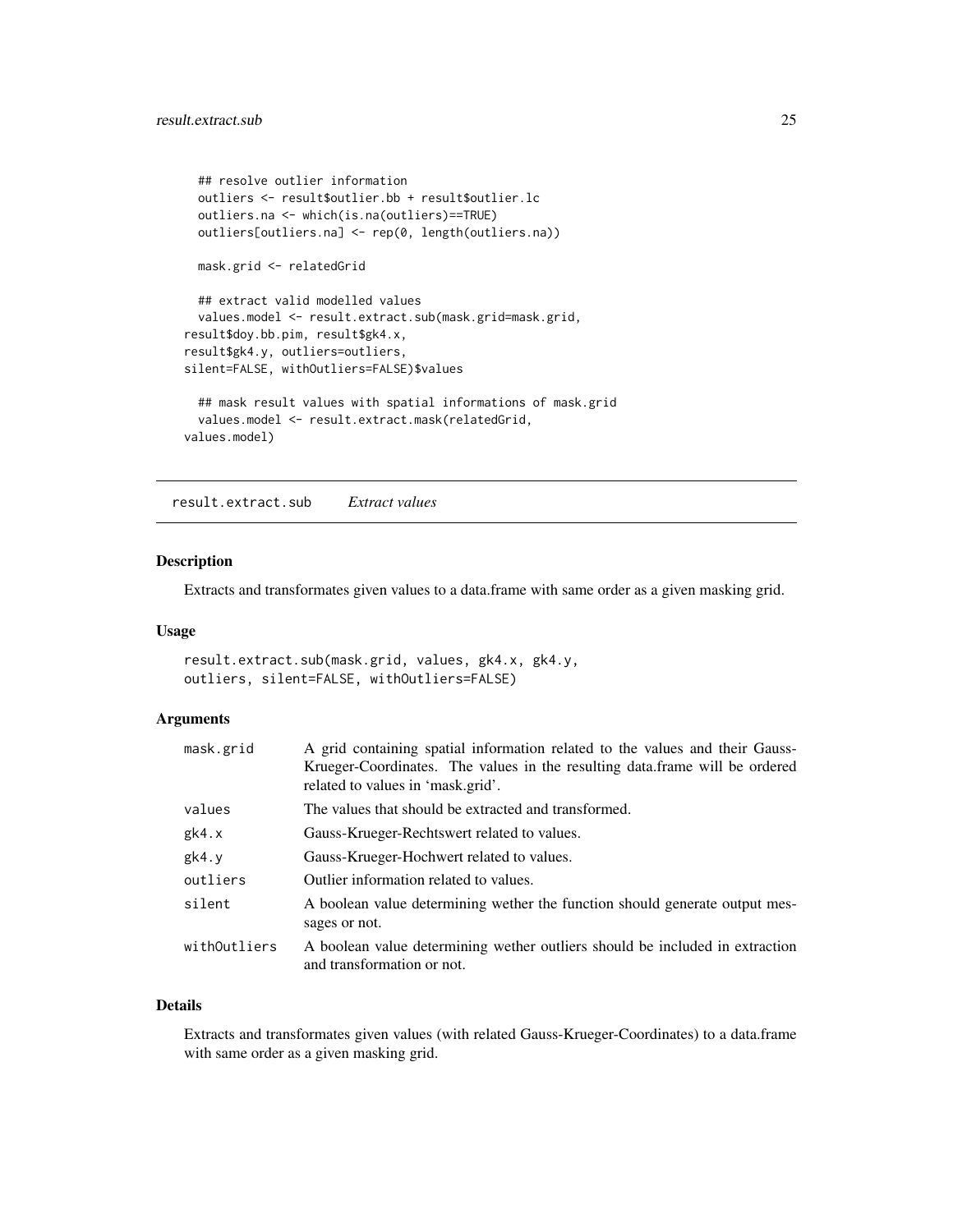```
## resolve outlier information
outliers <- result$outlier.bb + result$outlier.lc
outliers.na <- which(is.na(outliers)==TRUE)
outliers[outliers.na] <- rep(0, length(outliers.na))

mask.grid <- relatedGrid

## extract valid modelled values
values.model <- result.extract.sub(mask.grid=mask.grid,
result$doy.bb.pim, result$gk4.x,
result$gk4.y, outliers=outliers,
silent=FALSE, withOutliers=FALSE)$values

## mask result values with spatial informations of mask.grid
values.model <- result.extract.mask(relatedGrid,
values.model)
```

---

## result.extract.sub *Extract values*

### Description

Extracts and transformates given values to a data.frame with same order as a given masking grid.

### Usage

```
result.extract.sub(mask.grid, values, gk4.x, gk4.y,
outliers, silent=FALSE, withOutliers=FALSE)
```

### Arguments

| | |
|---|---|
| mask.grid | A grid containing spatial information related to the values and their Gauss-Krueger-Coordinates. The values in the resulting data.frame will be ordered related to values in 'mask.grid'. |
| values | The values that should be extracted and transformed. |
| gk4.x | Gauss-Krueger-Rechtswert related to values. |
| gk4.y | Gauss-Krueger-Hochwert related to values. |
| outliers | Outlier information related to values. |
| silent | A boolean value determining wether the function should generate output messages or not. |
| withOutliers | A boolean value determining wether outliers should be included in extraction and transformation or not. |

### Details

Extracts and transformates given values (with related Gauss-Krueger-Coordinates) to a data.frame with same order as a given masking grid.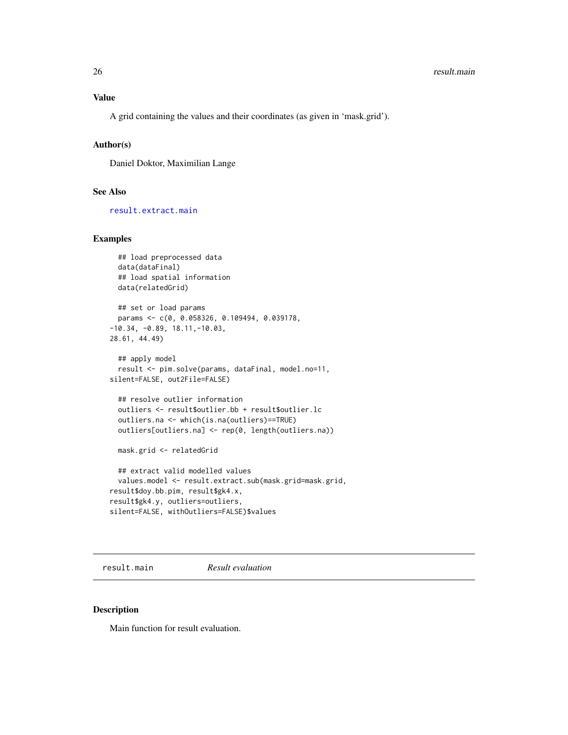### Value

A grid containing the values and their coordinates (as given in 'mask.grid').

### Author(s)

Daniel Doktor, Maximilian Lange

### See Also

result.extract.main

### Examples

```
  ## load preprocessed data
  data(dataFinal)
  ## load spatial information
  data(relatedGrid)

  ## set or load params
  params <- c(0, 0.058326, 0.109494, 0.039178,
-10.34, -0.89, 18.11,-10.03,
28.61, 44.49)

  ## apply model
  result <- pim.solve(params, dataFinal, model.no=11,
silent=FALSE, out2File=FALSE)

  ## resolve outlier information
  outliers <- result$outlier.bb + result$outlier.lc
  outliers.na <- which(is.na(outliers)==TRUE)
  outliers[outliers.na] <- rep(0, length(outliers.na))

  mask.grid <- relatedGrid

  ## extract valid modelled values
  values.model <- result.extract.sub(mask.grid=mask.grid,
result$doy.bb.pim, result$gk4.x,
result$gk4.y, outliers=outliers,
silent=FALSE, withOutliers=FALSE)$values
```

---

## result.main — *Result evaluation*

### Description

Main function for result evaluation.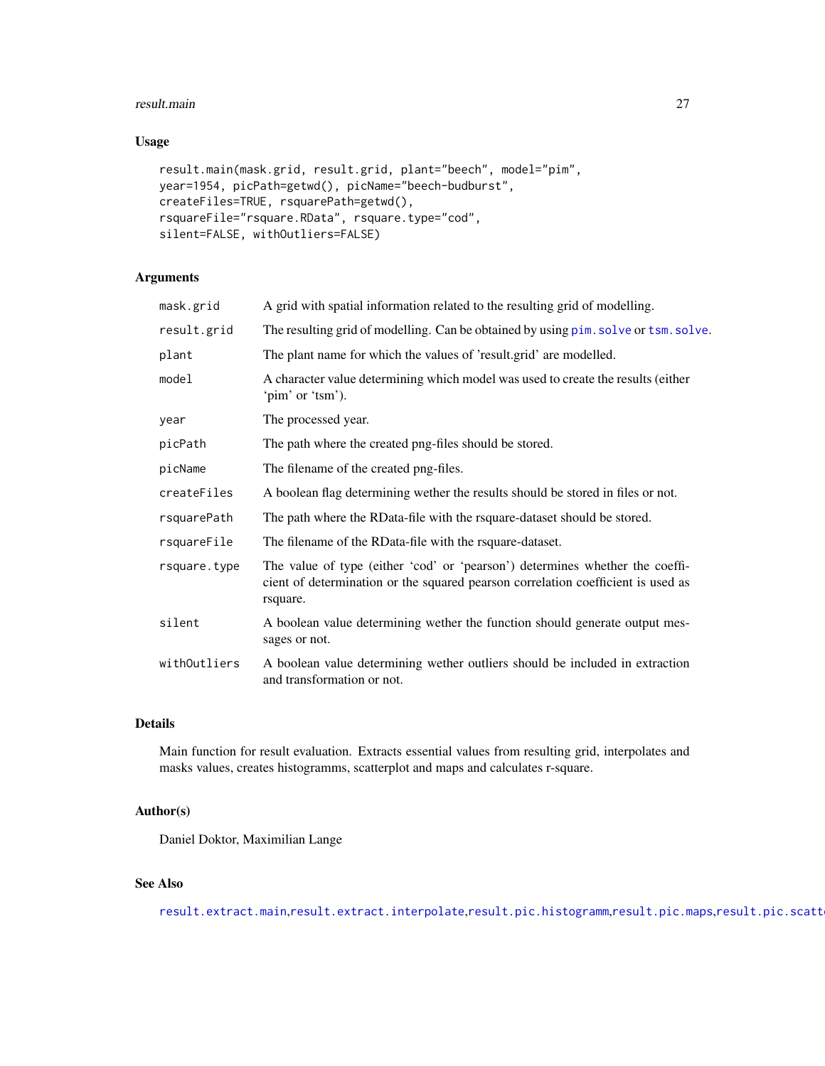## Usage

```
result.main(mask.grid, result.grid, plant="beech", model="pim",
year=1954, picPath=getwd(), picName="beech-budburst",
createFiles=TRUE, rsquarePath=getwd(),
rsquareFile="rsquare.RData", rsquare.type="cod",
silent=FALSE, withOutliers=FALSE)
```

## Arguments

| | |
|---|---|
| `mask.grid` | A grid with spatial information related to the resulting grid of modelling. |
| `result.grid` | The resulting grid of modelling. Can be obtained by using `pim.solve` or `tsm.solve`. |
| `plant` | The plant name for which the values of 'result.grid' are modelled. |
| `model` | A character value determining which model was used to create the results (either 'pim' or 'tsm'). |
| `year` | The processed year. |
| `picPath` | The path where the created png-files should be stored. |
| `picName` | The filename of the created png-files. |
| `createFiles` | A boolean flag determining wether the results should be stored in files or not. |
| `rsquarePath` | The path where the RData-file with the rsquare-dataset should be stored. |
| `rsquareFile` | The filename of the RData-file with the rsquare-dataset. |
| `rsquare.type` | The value of type (either 'cod' or 'pearson') determines whether the coefficient of determination or the squared pearson correlation coefficient is used as rsquare. |
| `silent` | A boolean value determining wether the function should generate output messages or not. |
| `withOutliers` | A boolean value determining wether outliers should be included in extraction and transformation or not. |

## Details

Main function for result evaluation. Extracts essential values from resulting grid, interpolates and masks values, creates histogramms, scatterplot and maps and calculates r-square.

## Author(s)

Daniel Doktor, Maximilian Lange

## See Also

`result.extract.main`,`result.extract.interpolate`,`result.pic.histogramm`,`result.pic.maps`,`result.pic.scatt`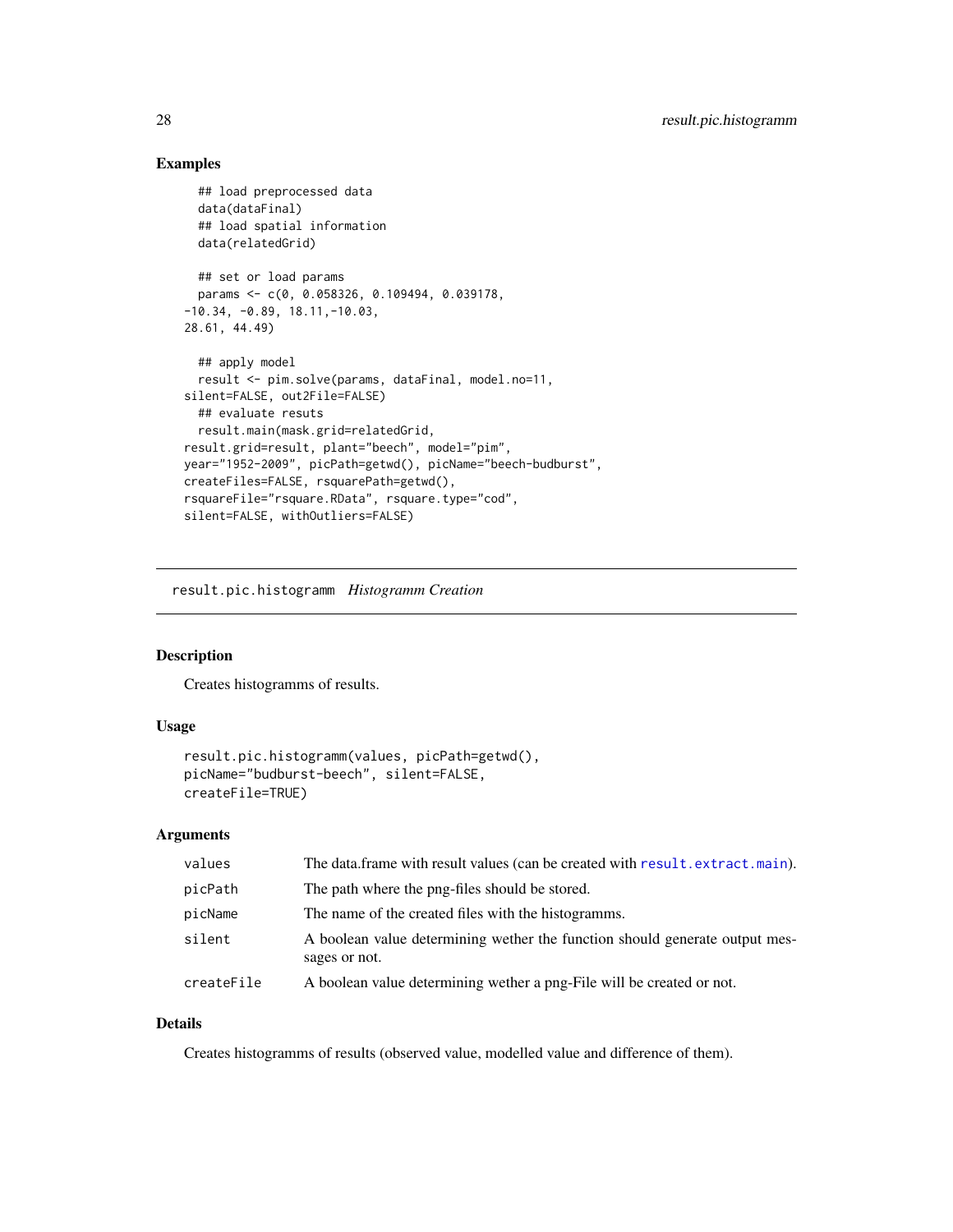## Examples

```
  ## load preprocessed data
  data(dataFinal)
  ## load spatial information
  data(relatedGrid)

  ## set or load params
  params <- c(0, 0.058326, 0.109494, 0.039178,
-10.34, -0.89, 18.11,-10.03,
28.61, 44.49)

  ## apply model
  result <- pim.solve(params, dataFinal, model.no=11,
silent=FALSE, out2File=FALSE)
  ## evaluate resuts
  result.main(mask.grid=relatedGrid,
result.grid=result, plant="beech", model="pim",
year="1952-2009", picPath=getwd(), picName="beech-budburst",
createFiles=FALSE, rsquarePath=getwd(),
rsquareFile="rsquare.RData", rsquare.type="cod",
silent=FALSE, withOutliers=FALSE)
```

---

# result.pic.histogramm *Histogramm Creation*

## Description

Creates histogramms of results.

## Usage

```
result.pic.histogramm(values, picPath=getwd(),
picName="budburst-beech", silent=FALSE,
createFile=TRUE)
```

## Arguments

| | |
|---|---|
| values | The data.frame with result values (can be created with result.extract.main). |
| picPath | The path where the png-files should be stored. |
| picName | The name of the created files with the histogramms. |
| silent | A boolean value determining wether the function should generate output messages or not. |
| createFile | A boolean value determining wether a png-File will be created or not. |

## Details

Creates histogramms of results (observed value, modelled value and difference of them).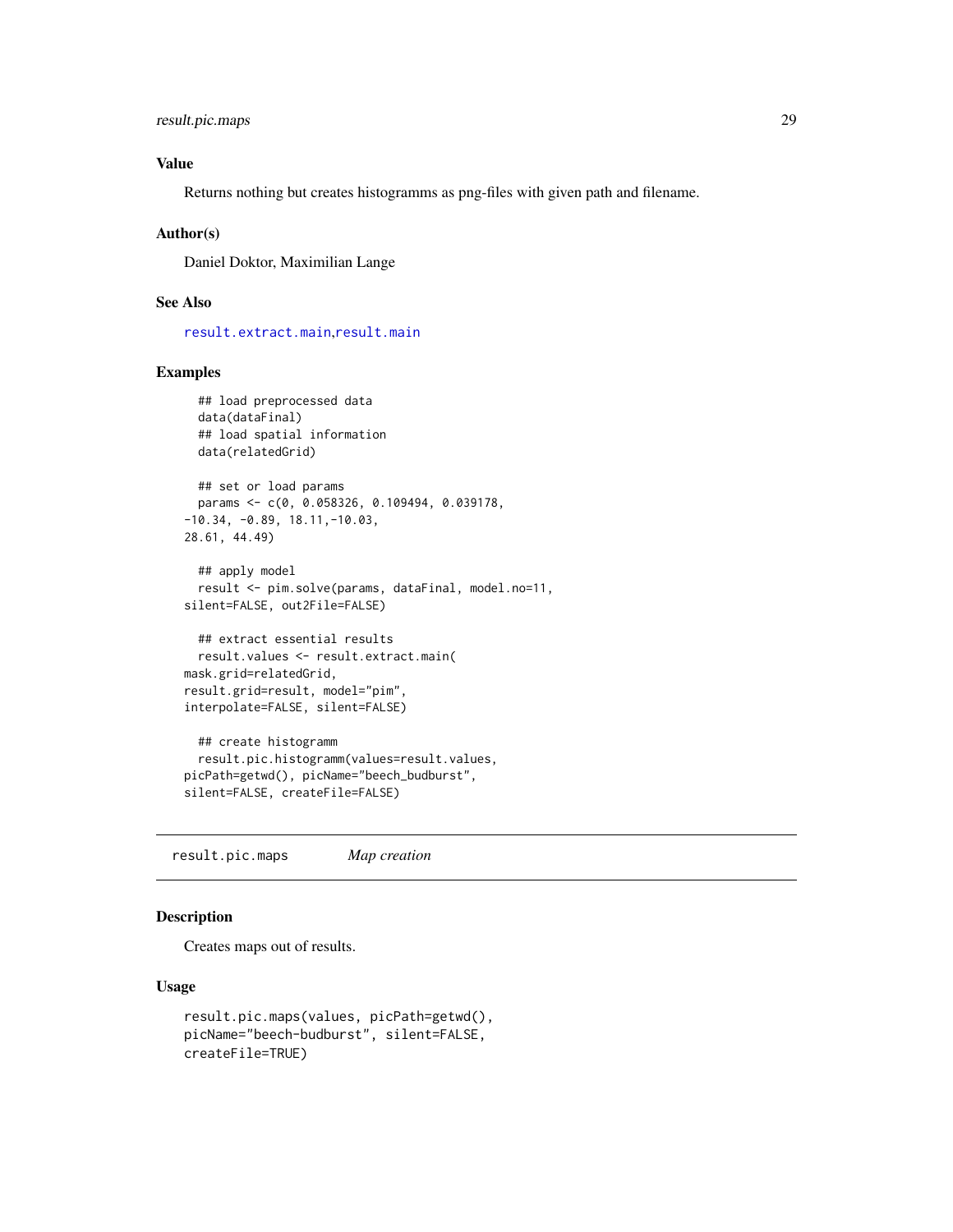### Value

Returns nothing but creates histogramms as png-files with given path and filename.

### Author(s)

Daniel Doktor, Maximilian Lange

### See Also

result.extract.main,result.main

### Examples

```
  ## load preprocessed data
  data(dataFinal)
  ## load spatial information
  data(relatedGrid)

  ## set or load params
  params <- c(0, 0.058326, 0.109494, 0.039178,
-10.34, -0.89, 18.11,-10.03,
28.61, 44.49)

  ## apply model
  result <- pim.solve(params, dataFinal, model.no=11,
silent=FALSE, out2File=FALSE)

  ## extract essential results
  result.values <- result.extract.main(
mask.grid=relatedGrid,
result.grid=result, model="pim",
interpolate=FALSE, silent=FALSE)

  ## create histogramm
  result.pic.histogramm(values=result.values,
picPath=getwd(), picName="beech_budburst",
silent=FALSE, createFile=FALSE)
```

---

## result.pic.maps    *Map creation*

---

### Description

Creates maps out of results.

### Usage

```
result.pic.maps(values, picPath=getwd(),
picName="beech-budburst", silent=FALSE,
createFile=TRUE)
```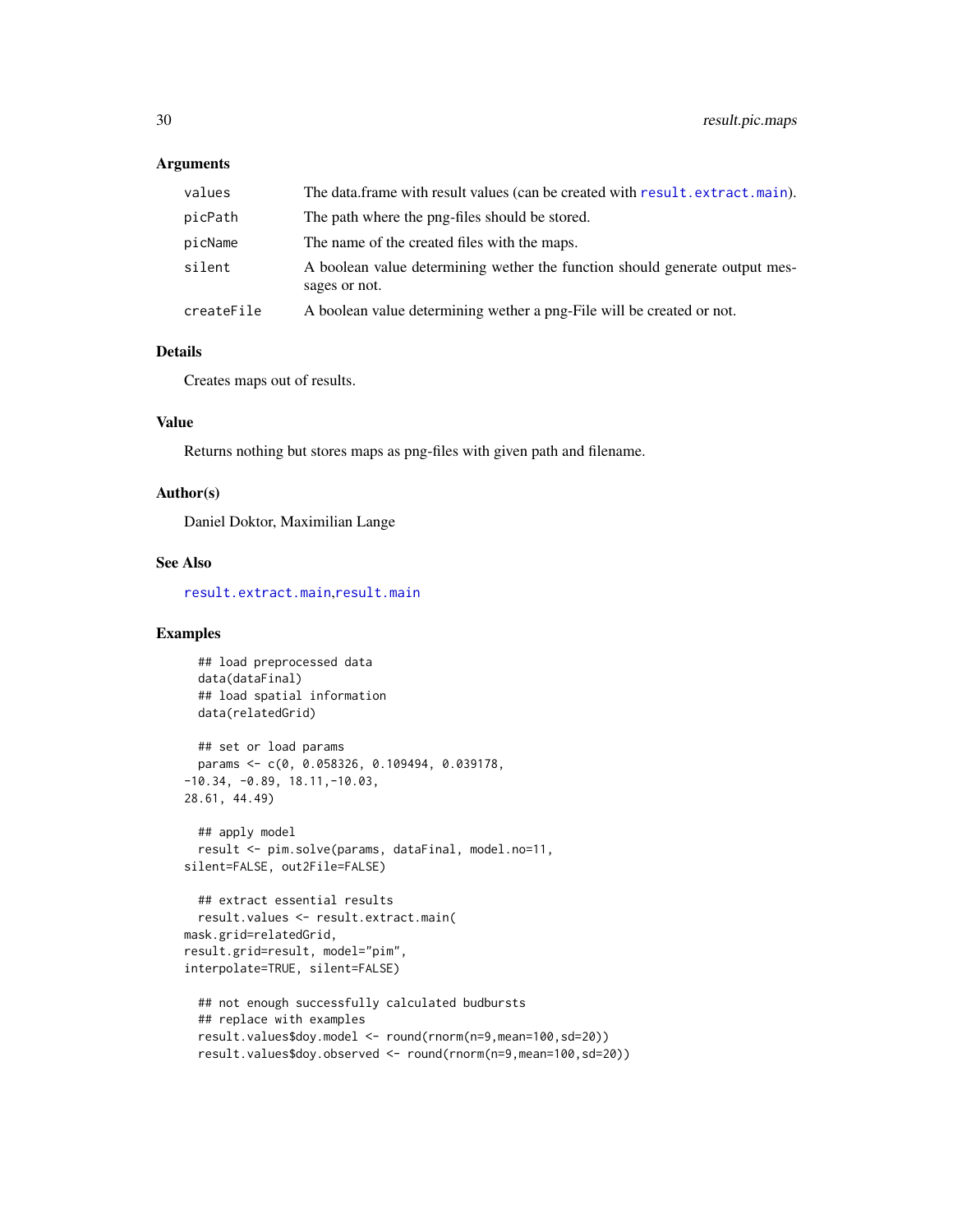## Arguments

| | |
|---|---|
| `values` | The data.frame with result values (can be created with `result.extract.main`). |
| `picPath` | The path where the png-files should be stored. |
| `picName` | The name of the created files with the maps. |
| `silent` | A boolean value determining wether the function should generate output messages or not. |
| `createFile` | A boolean value determining wether a png-File will be created or not. |

## Details

Creates maps out of results.

## Value

Returns nothing but stores maps as png-files with given path and filename.

## Author(s)

Daniel Doktor, Maximilian Lange

## See Also

`result.extract.main`,`result.main`

## Examples

```
  ## load preprocessed data
  data(dataFinal)
  ## load spatial information
  data(relatedGrid)

  ## set or load params
  params <- c(0, 0.058326, 0.109494, 0.039178,
-10.34, -0.89, 18.11,-10.03,
28.61, 44.49)

  ## apply model
  result <- pim.solve(params, dataFinal, model.no=11,
silent=FALSE, out2File=FALSE)

  ## extract essential results
  result.values <- result.extract.main(
mask.grid=relatedGrid,
result.grid=result, model="pim",
interpolate=TRUE, silent=FALSE)

  ## not enough successfully calculated budbursts
  ## replace with examples
  result.values$doy.model <- round(rnorm(n=9,mean=100,sd=20))
  result.values$doy.observed <- round(rnorm(n=9,mean=100,sd=20))
```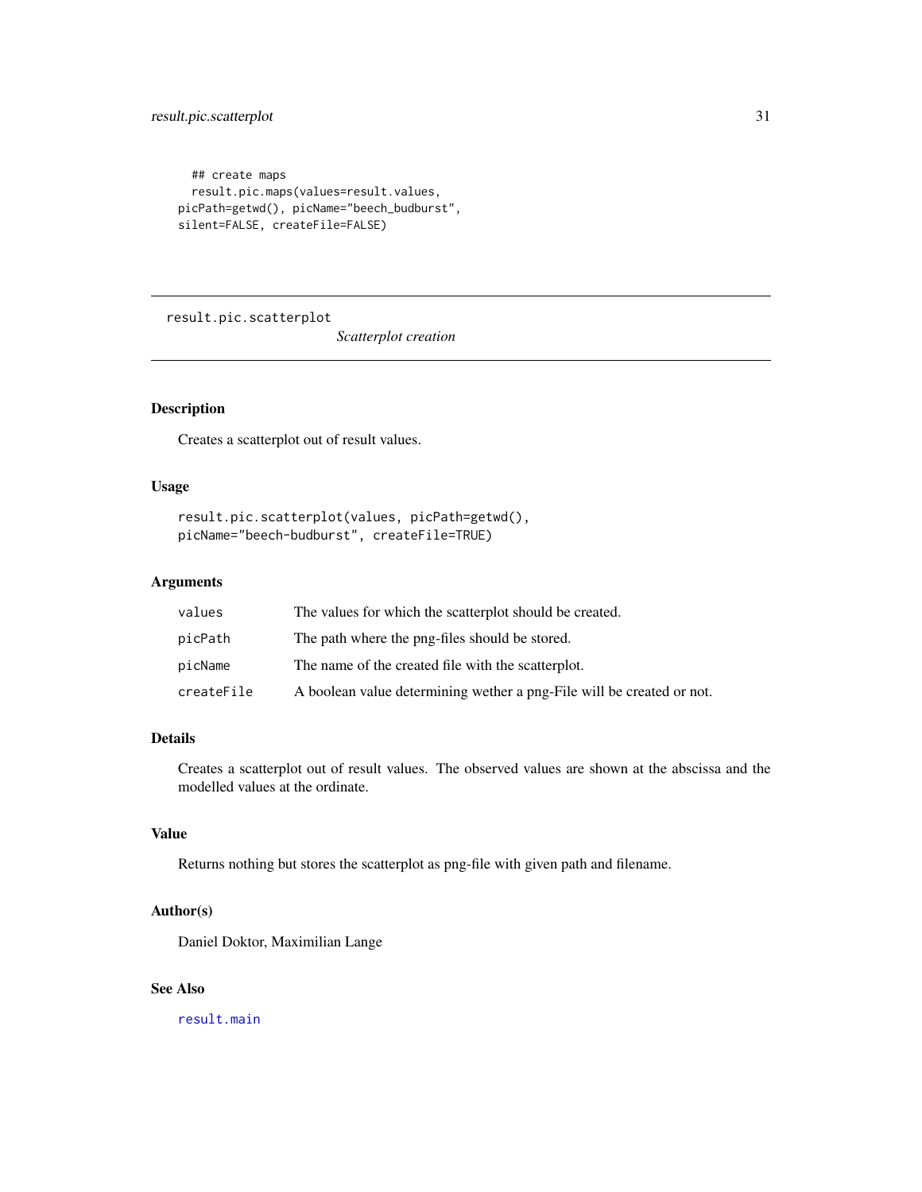```
## create maps
result.pic.maps(values=result.values,
picPath=getwd(), picName="beech_budburst",
silent=FALSE, createFile=FALSE)
```

---

## result.pic.scatterplot

*Scatterplot creation*

---

### Description

Creates a scatterplot out of result values.

### Usage

```
result.pic.scatterplot(values, picPath=getwd(),
picName="beech-budburst", createFile=TRUE)
```

### Arguments

| | |
|---|---|
| `values` | The values for which the scatterplot should be created. |
| `picPath` | The path where the png-files should be stored. |
| `picName` | The name of the created file with the scatterplot. |
| `createFile` | A boolean value determining wether a png-File will be created or not. |

### Details

Creates a scatterplot out of result values. The observed values are shown at the abscissa and the modelled values at the ordinate.

### Value

Returns nothing but stores the scatterplot as png-file with given path and filename.

### Author(s)

Daniel Doktor, Maximilian Lange

### See Also

`result.main`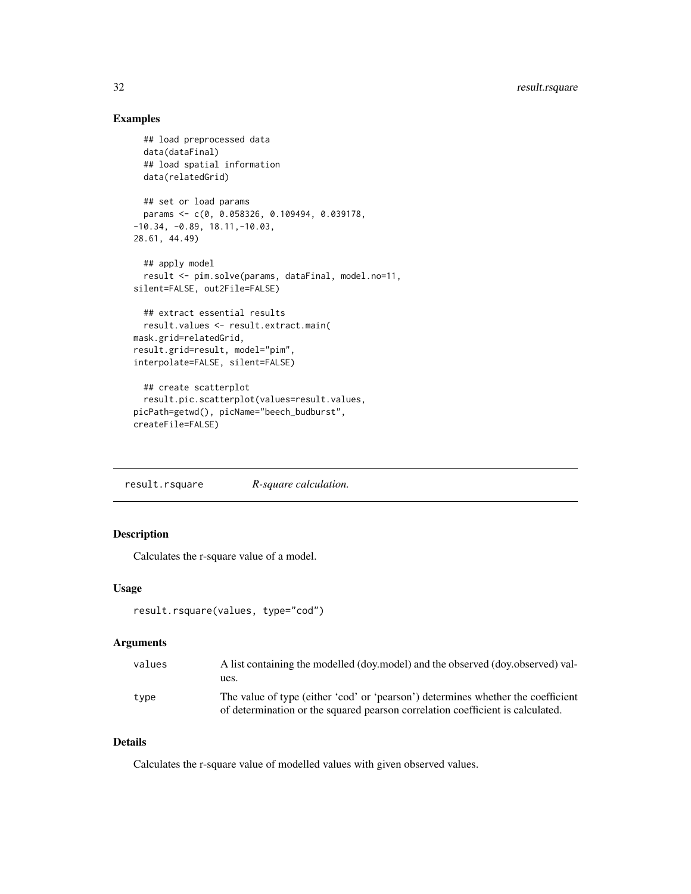## Examples

```
  ## load preprocessed data
  data(dataFinal)
  ## load spatial information
  data(relatedGrid)

  ## set or load params
  params <- c(0, 0.058326, 0.109494, 0.039178,
-10.34, -0.89, 18.11,-10.03,
28.61, 44.49)

  ## apply model
  result <- pim.solve(params, dataFinal, model.no=11,
silent=FALSE, out2File=FALSE)

  ## extract essential results
  result.values <- result.extract.main(
mask.grid=relatedGrid,
result.grid=result, model="pim",
interpolate=FALSE, silent=FALSE)

  ## create scatterplot
  result.pic.scatterplot(values=result.values,
picPath=getwd(), picName="beech_budburst",
createFile=FALSE)
```

---

# result.rsquare *R-square calculation.*

---

## Description

Calculates the r-square value of a model.

## Usage

```
result.rsquare(values, type="cod")
```

## Arguments

| | |
|---|---|
| values | A list containing the modelled (doy.model) and the observed (doy.observed) values. |
| type | The value of type (either 'cod' or 'pearson') determines whether the coefficient of determination or the squared pearson correlation coefficient is calculated. |

## Details

Calculates the r-square value of modelled values with given observed values.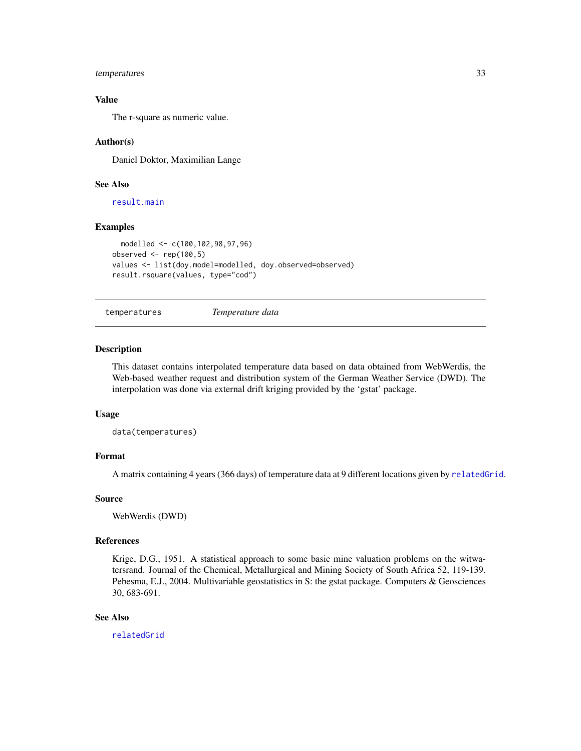### Value

The r-square as numeric value.

### Author(s)

Daniel Doktor, Maximilian Lange

### See Also

result.main

### Examples

```
  modelled <- c(100,102,98,97,96)
observed <- rep(100,5)
values <- list(doy.model=modelled, doy.observed=observed)
result.rsquare(values, type="cod")
```

---

## temperatures    *Temperature data*

---

### Description

This dataset contains interpolated temperature data based on data obtained from WebWerdis, the Web-based weather request and distribution system of the German Weather Service (DWD). The interpolation was done via external drift kriging provided by the 'gstat' package.

### Usage

```
data(temperatures)
```

### Format

A matrix containing 4 years (366 days) of temperature data at 9 different locations given by relatedGrid.

### Source

WebWerdis (DWD)

### References

Krige, D.G., 1951. A statistical approach to some basic mine valuation problems on the witwatersrand. Journal of the Chemical, Metallurgical and Mining Society of South Africa 52, 119-139. Pebesma, E.J., 2004. Multivariable geostatistics in S: the gstat package. Computers & Geosciences 30, 683-691.

### See Also

relatedGrid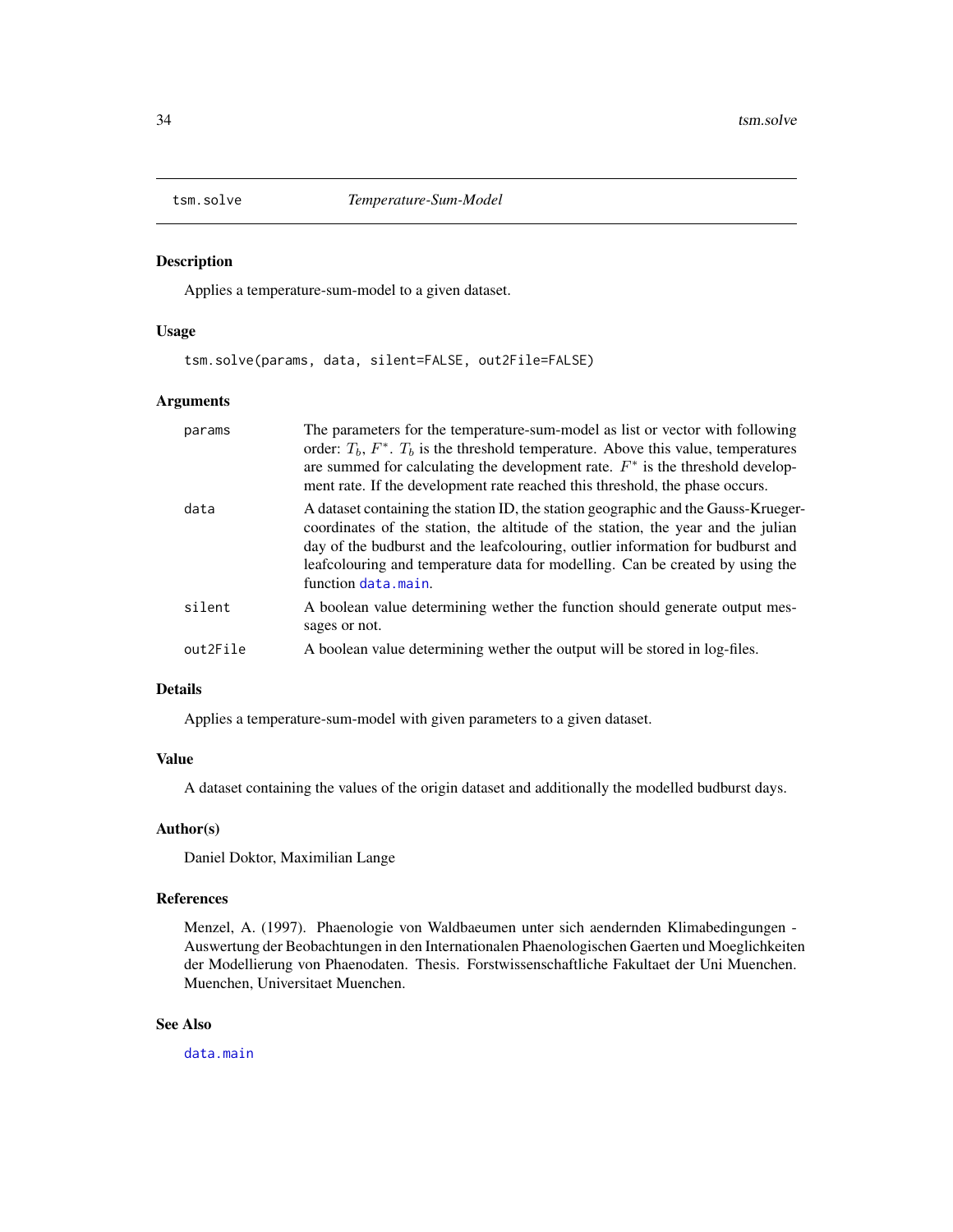## tsm.solve — *Temperature-Sum-Model*

### Description

Applies a temperature-sum-model to a given dataset.

### Usage

```
tsm.solve(params, data, silent=FALSE, out2File=FALSE)
```

### Arguments

| | |
|---|---|
| params | The parameters for the temperature-sum-model as list or vector with following order: $T_b$, $F^*$. $T_b$ is the threshold temperature. Above this value, temperatures are summed for calculating the development rate. $F^*$ is the threshold development rate. If the development rate reached this threshold, the phase occurs. |
| data | A dataset containing the station ID, the station geographic and the Gauss-Krueger-coordinates of the station, the altitude of the station, the year and the julian day of the budburst and the leafcolouring, outlier information for budburst and leafcolouring and temperature data for modelling. Can be created by using the function data.main. |
| silent | A boolean value determining wether the function should generate output messages or not. |
| out2File | A boolean value determining wether the output will be stored in log-files. |

### Details

Applies a temperature-sum-model with given parameters to a given dataset.

### Value

A dataset containing the values of the origin dataset and additionally the modelled budburst days.

### Author(s)

Daniel Doktor, Maximilian Lange

### References

Menzel, A. (1997). Phaenologie von Waldbaeumen unter sich aendernden Klimabedingungen - Auswertung der Beobachtungen in den Internationalen Phaenologischen Gaerten und Moeglichkeiten der Modellierung von Phaenodaten. Thesis. Forstwissenschaftliche Fakultaet der Uni Muenchen. Muenchen, Universitaet Muenchen.

### See Also

data.main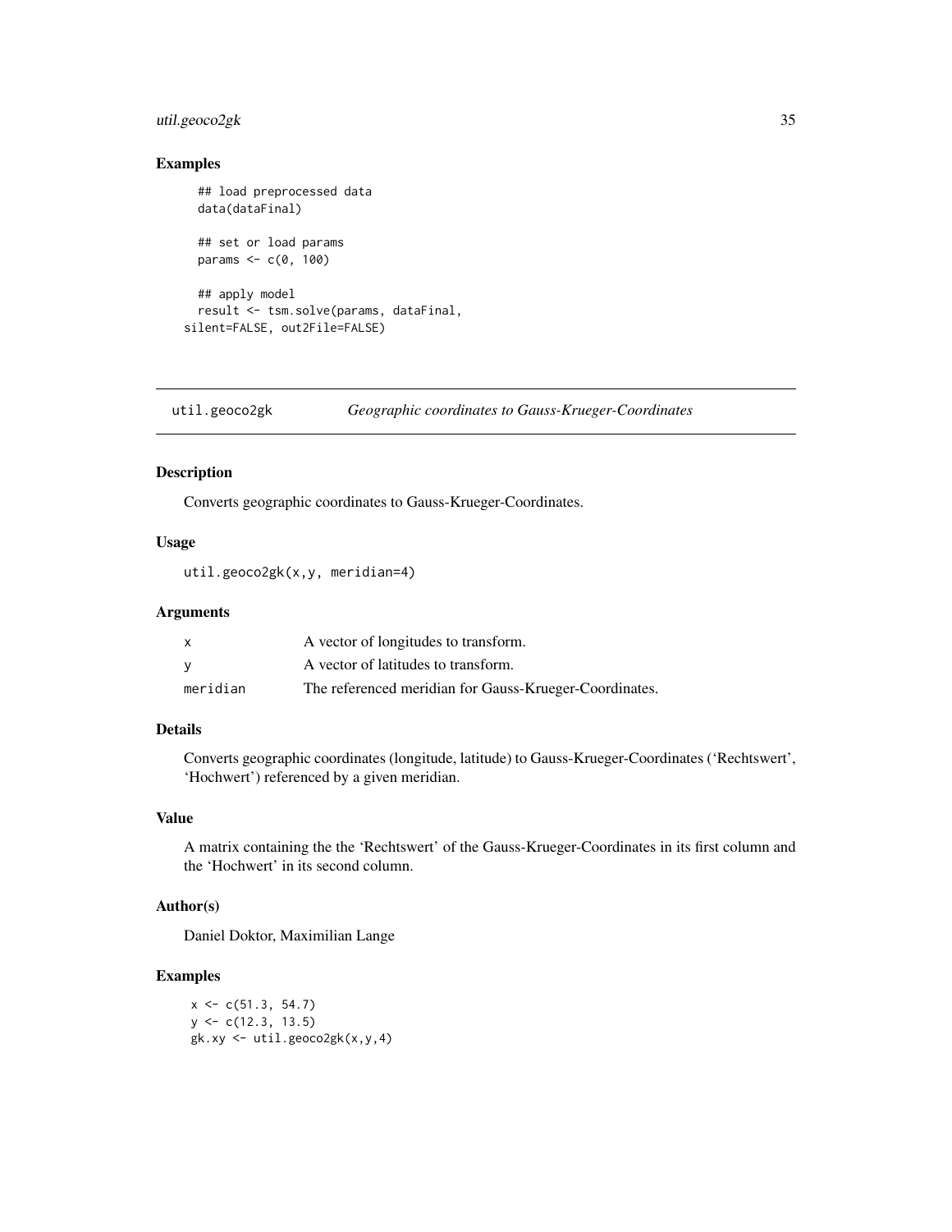### Examples

```
## load preprocessed data
data(dataFinal)

## set or load params
params <- c(0, 100)

## apply model
result <- tsm.solve(params, dataFinal,
silent=FALSE, out2File=FALSE)
```

---

## util.geoco2gk *Geographic coordinates to Gauss-Krueger-Coordinates*

### Description

Converts geographic coordinates to Gauss-Krueger-Coordinates.

### Usage

```
util.geoco2gk(x,y, meridian=4)
```

### Arguments

| | |
|---|---|
| x | A vector of longitudes to transform. |
| y | A vector of latitudes to transform. |
| meridian | The referenced meridian for Gauss-Krueger-Coordinates. |

### Details

Converts geographic coordinates (longitude, latitude) to Gauss-Krueger-Coordinates ('Rechtswert', 'Hochwert') referenced by a given meridian.

### Value

A matrix containing the the 'Rechtswert' of the Gauss-Krueger-Coordinates in its first column and the 'Hochwert' in its second column.

### Author(s)

Daniel Doktor, Maximilian Lange

### Examples

```
x <- c(51.3, 54.7)
y <- c(12.3, 13.5)
gk.xy <- util.geoco2gk(x,y,4)
```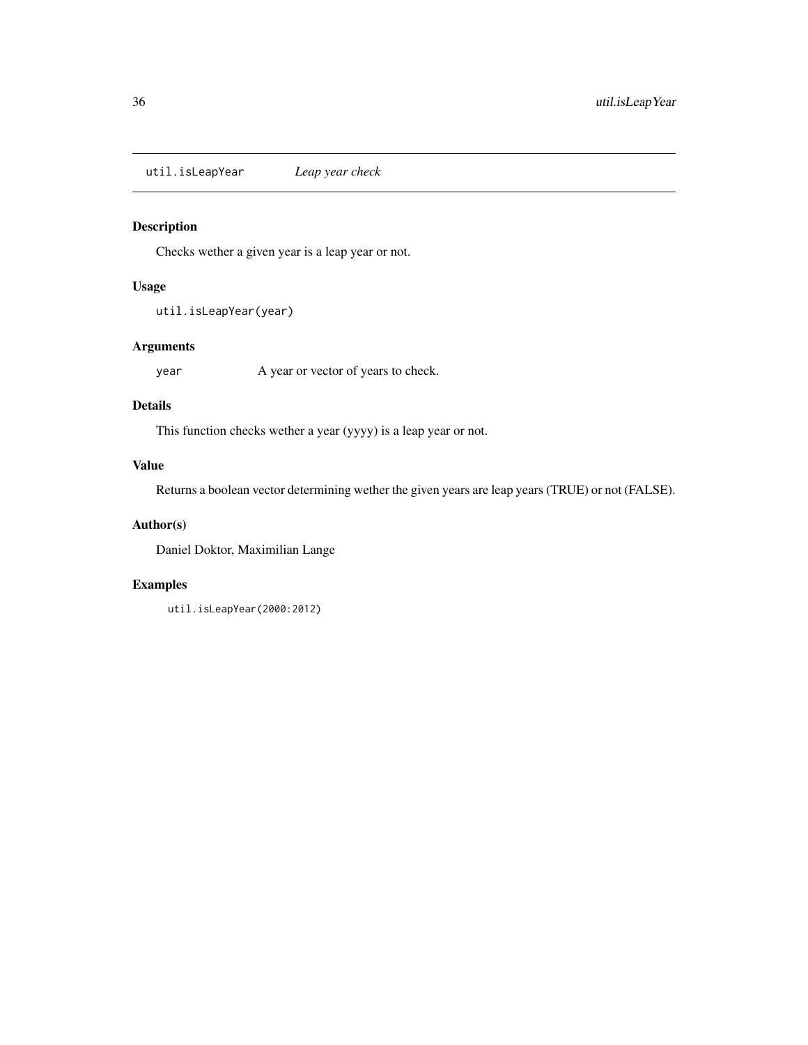`util.isLeapYear` *Leap year check*

## Description

Checks wether a given year is a leap year or not.

## Usage

```
util.isLeapYear(year)
```

## Arguments

| | |
|---|---|
| `year` | A year or vector of years to check. |

## Details

This function checks wether a year (yyyy) is a leap year or not.

## Value

Returns a boolean vector determining wether the given years are leap years (TRUE) or not (FALSE).

## Author(s)

Daniel Doktor, Maximilian Lange

## Examples

```
util.isLeapYear(2000:2012)
```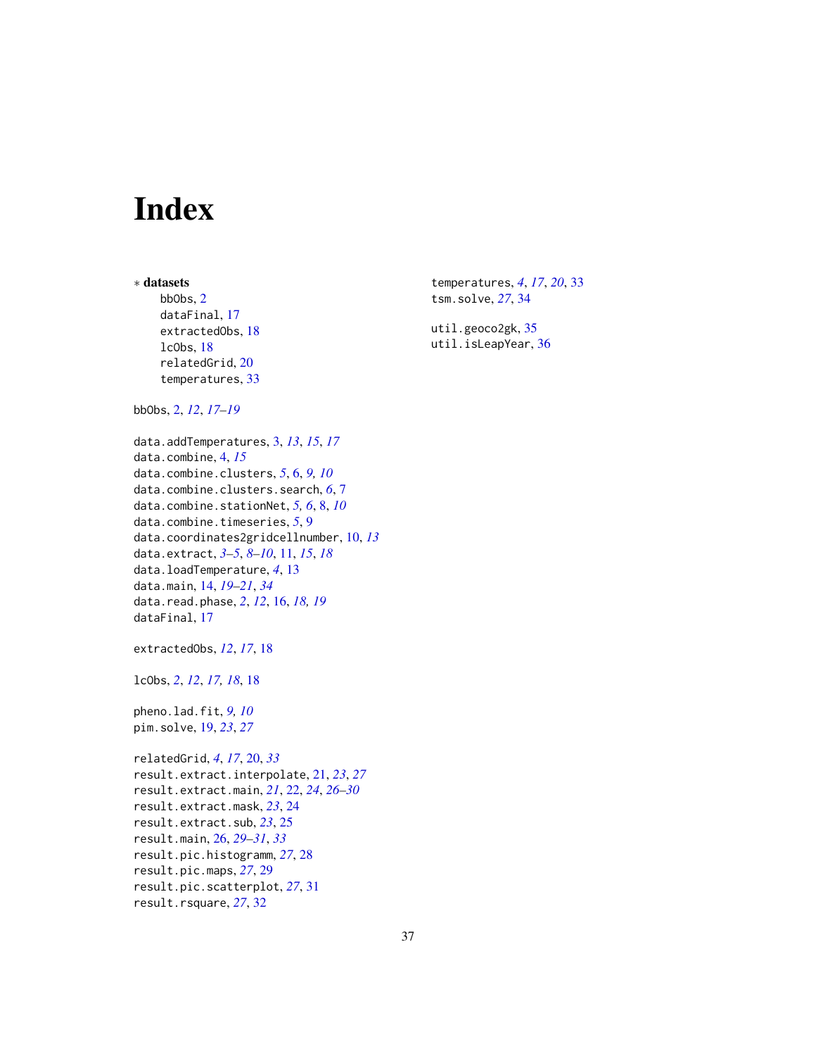# Index

* **datasets**
    - bbObs, 2
    - dataFinal, 17
    - extractedObs, 18
    - lcObs, 18
    - relatedGrid, 20
    - temperatures, 33

bbObs, 2, *12*, *17–19*

data.addTemperatures, 3, *13*, *15*, *17*
data.combine, 4, *15*
data.combine.clusters, *5*, 6, *9, 10*
data.combine.clusters.search, *6*, 7
data.combine.stationNet, *5, 6*, 8, *10*
data.combine.timeseries, *5*, 9
data.coordinates2gridcellnumber, 10, *13*
data.extract, *3–5*, *8–10*, 11, *15*, *18*
data.loadTemperature, *4*, 13
data.main, 14, *19–21*, *34*
data.read.phase, *2*, *12*, 16, *18, 19*
dataFinal, 17

extractedObs, *12*, *17*, 18

lcObs, *2*, *12*, *17, 18*, 18

pheno.lad.fit, *9, 10*
pim.solve, 19, *23*, *27*

relatedGrid, *4*, *17*, 20, *33*
result.extract.interpolate, 21, *23*, *27*
result.extract.main, *21*, 22, *24*, *26–30*
result.extract.mask, *23*, 24
result.extract.sub, *23*, 25
result.main, 26, *29–31*, *33*
result.pic.histogramm, *27*, 28
result.pic.maps, *27*, 29
result.pic.scatterplot, *27*, 31
result.rsquare, *27*, 32

temperatures, *4*, *17*, *20*, 33
tsm.solve, *27*, 34

util.geoco2gk, 35
util.isLeapYear, 36